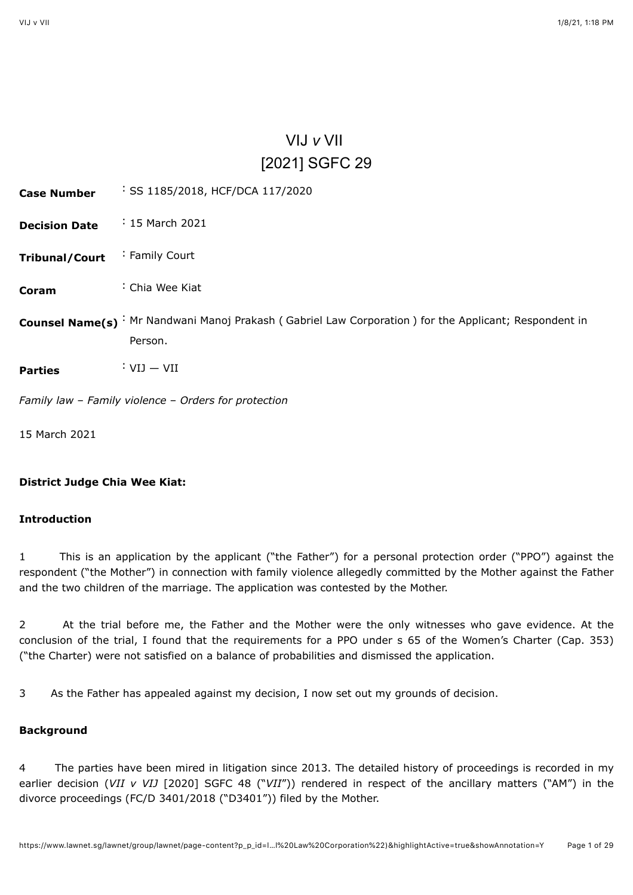# VIJ *v* VII
## [2021] SGFC 29

| | |
|---|---|
| **Case Number** | : SS 1185/2018, HCF/DCA 117/2020 |
| **Decision Date** | : 15 March 2021 |
| **Tribunal/Court** | : Family Court |
| **Coram** | : Chia Wee Kiat |
| **Counsel Name(s)** | : Mr Nandwani Manoj Prakash ( Gabriel Law Corporation ) for the Applicant; Respondent in Person. |
| **Parties** | : VIJ — VII |

*Family law – Family violence – Orders for protection*

15 March 2021

**District Judge Chia Wee Kiat:**

**Introduction**

1 This is an application by the applicant ("the Father") for a personal protection order ("PPO") against the respondent ("the Mother") in connection with family violence allegedly committed by the Mother against the Father and the two children of the marriage. The application was contested by the Mother.

2 At the trial before me, the Father and the Mother were the only witnesses who gave evidence. At the conclusion of the trial, I found that the requirements for a PPO under s 65 of the Women's Charter (Cap. 353) ("the Charter) were not satisfied on a balance of probabilities and dismissed the application.

3 As the Father has appealed against my decision, I now set out my grounds of decision.

**Background**

4 The parties have been mired in litigation since 2013. The detailed history of proceedings is recorded in my earlier decision (*VII v VIJ* [2020] SGFC 48 ("*VII*")) rendered in respect of the ancillary matters ("AM") in the divorce proceedings (FC/D 3401/2018 ("D3401")) filed by the Mother.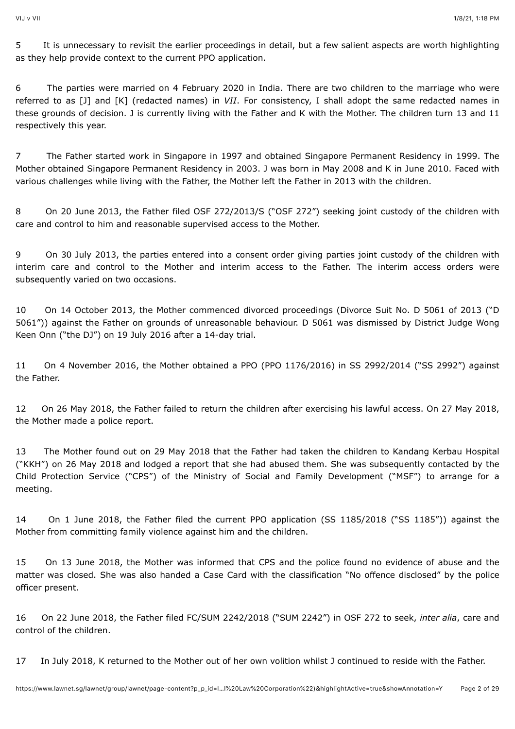5 It is unnecessary to revisit the earlier proceedings in detail, but a few salient aspects are worth highlighting as they help provide context to the current PPO application.

6 The parties were married on 4 February 2020 in India. There are two children to the marriage who were referred to as [J] and [K] (redacted names) in *VII*. For consistency, I shall adopt the same redacted names in these grounds of decision. J is currently living with the Father and K with the Mother. The children turn 13 and 11 respectively this year.

7 The Father started work in Singapore in 1997 and obtained Singapore Permanent Residency in 1999. The Mother obtained Singapore Permanent Residency in 2003. J was born in May 2008 and K in June 2010. Faced with various challenges while living with the Father, the Mother left the Father in 2013 with the children.

8 On 20 June 2013, the Father filed OSF 272/2013/S ("OSF 272") seeking joint custody of the children with care and control to him and reasonable supervised access to the Mother.

9 On 30 July 2013, the parties entered into a consent order giving parties joint custody of the children with interim care and control to the Mother and interim access to the Father. The interim access orders were subsequently varied on two occasions.

10 On 14 October 2013, the Mother commenced divorced proceedings (Divorce Suit No. D 5061 of 2013 ("D 5061")) against the Father on grounds of unreasonable behaviour. D 5061 was dismissed by District Judge Wong Keen Onn ("the DJ") on 19 July 2016 after a 14-day trial.

11 On 4 November 2016, the Mother obtained a PPO (PPO 1176/2016) in SS 2992/2014 ("SS 2992") against the Father.

12 On 26 May 2018, the Father failed to return the children after exercising his lawful access. On 27 May 2018, the Mother made a police report.

13 The Mother found out on 29 May 2018 that the Father had taken the children to Kandang Kerbau Hospital ("KKH") on 26 May 2018 and lodged a report that she had abused them. She was subsequently contacted by the Child Protection Service ("CPS") of the Ministry of Social and Family Development ("MSF") to arrange for a meeting.

14 On 1 June 2018, the Father filed the current PPO application (SS 1185/2018 ("SS 1185")) against the Mother from committing family violence against him and the children.

15 On 13 June 2018, the Mother was informed that CPS and the police found no evidence of abuse and the matter was closed. She was also handed a Case Card with the classification "No offence disclosed" by the police officer present.

16 On 22 June 2018, the Father filed FC/SUM 2242/2018 ("SUM 2242") in OSF 272 to seek, *inter alia*, care and control of the children.

17 In July 2018, K returned to the Mother out of her own volition whilst J continued to reside with the Father.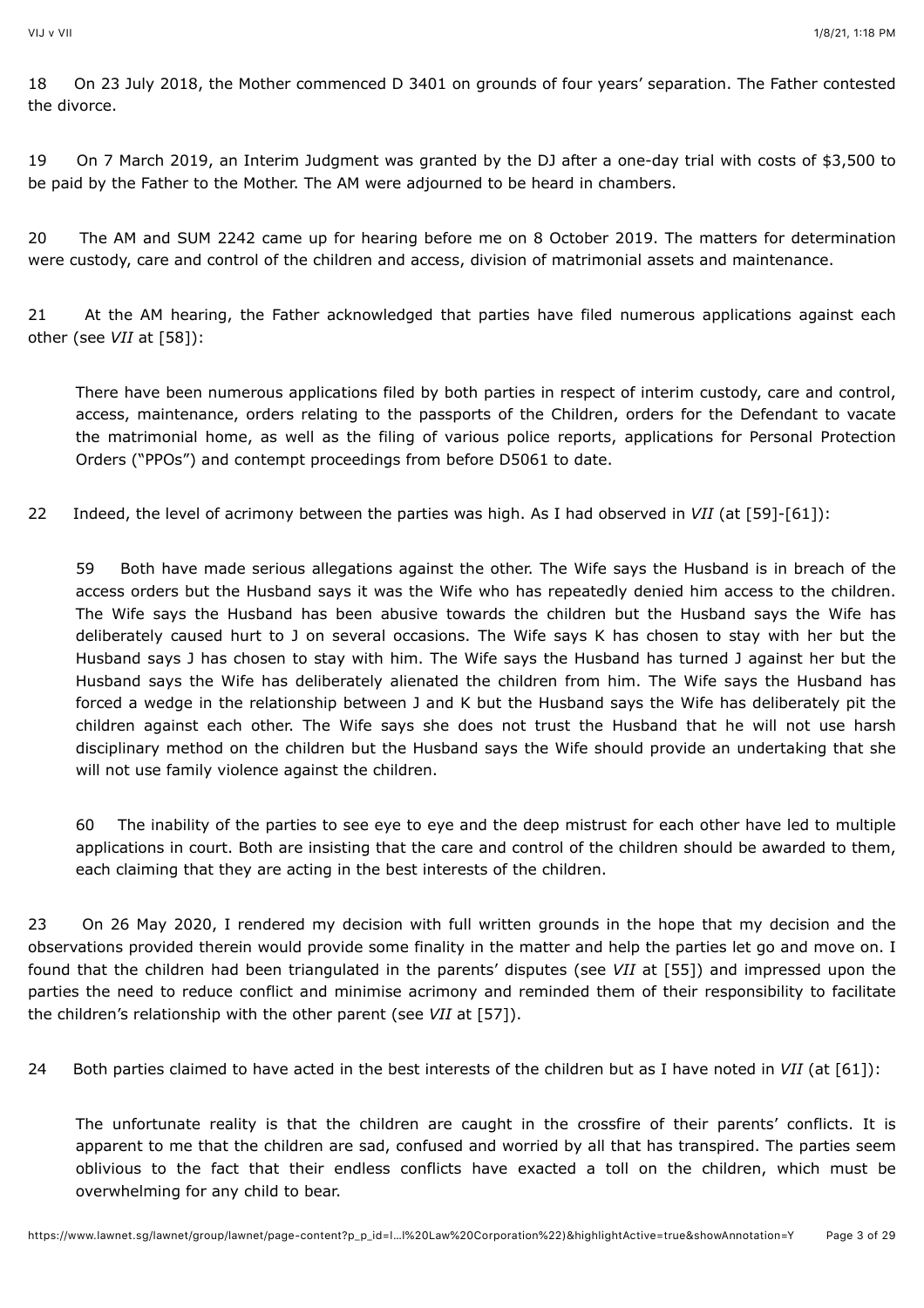18 On 23 July 2018, the Mother commenced D 3401 on grounds of four years' separation. The Father contested the divorce.

19 On 7 March 2019, an Interim Judgment was granted by the DJ after a one-day trial with costs of $3,500 to be paid by the Father to the Mother. The AM were adjourned to be heard in chambers.

20 The AM and SUM 2242 came up for hearing before me on 8 October 2019. The matters for determination were custody, care and control of the children and access, division of matrimonial assets and maintenance.

21 At the AM hearing, the Father acknowledged that parties have filed numerous applications against each other (see *VII* at [58]):

> There have been numerous applications filed by both parties in respect of interim custody, care and control, access, maintenance, orders relating to the passports of the Children, orders for the Defendant to vacate the matrimonial home, as well as the filing of various police reports, applications for Personal Protection Orders ("PPOs") and contempt proceedings from before D5061 to date.

22 Indeed, the level of acrimony between the parties was high. As I had observed in *VII* (at [59]-[61]):

> 59 Both have made serious allegations against the other. The Wife says the Husband is in breach of the access orders but the Husband says it was the Wife who has repeatedly denied him access to the children. The Wife says the Husband has been abusive towards the children but the Husband says the Wife has deliberately caused hurt to J on several occasions. The Wife says K has chosen to stay with her but the Husband says J has chosen to stay with him. The Wife says the Husband has turned J against her but the Husband says the Wife has deliberately alienated the children from him. The Wife says the Husband has forced a wedge in the relationship between J and K but the Husband says the Wife has deliberately pit the children against each other. The Wife says she does not trust the Husband that he will not use harsh disciplinary method on the children but the Husband says the Wife should provide an undertaking that she will not use family violence against the children.
>
> 60 The inability of the parties to see eye to eye and the deep mistrust for each other have led to multiple applications in court. Both are insisting that the care and control of the children should be awarded to them, each claiming that they are acting in the best interests of the children.

23 On 26 May 2020, I rendered my decision with full written grounds in the hope that my decision and the observations provided therein would provide some finality in the matter and help the parties let go and move on. I found that the children had been triangulated in the parents' disputes (see *VII* at [55]) and impressed upon the parties the need to reduce conflict and minimise acrimony and reminded them of their responsibility to facilitate the children's relationship with the other parent (see *VII* at [57]).

24 Both parties claimed to have acted in the best interests of the children but as I have noted in *VII* (at [61]):

> The unfortunate reality is that the children are caught in the crossfire of their parents' conflicts. It is apparent to me that the children are sad, confused and worried by all that has transpired. The parties seem oblivious to the fact that their endless conflicts have exacted a toll on the children, which must be overwhelming for any child to bear.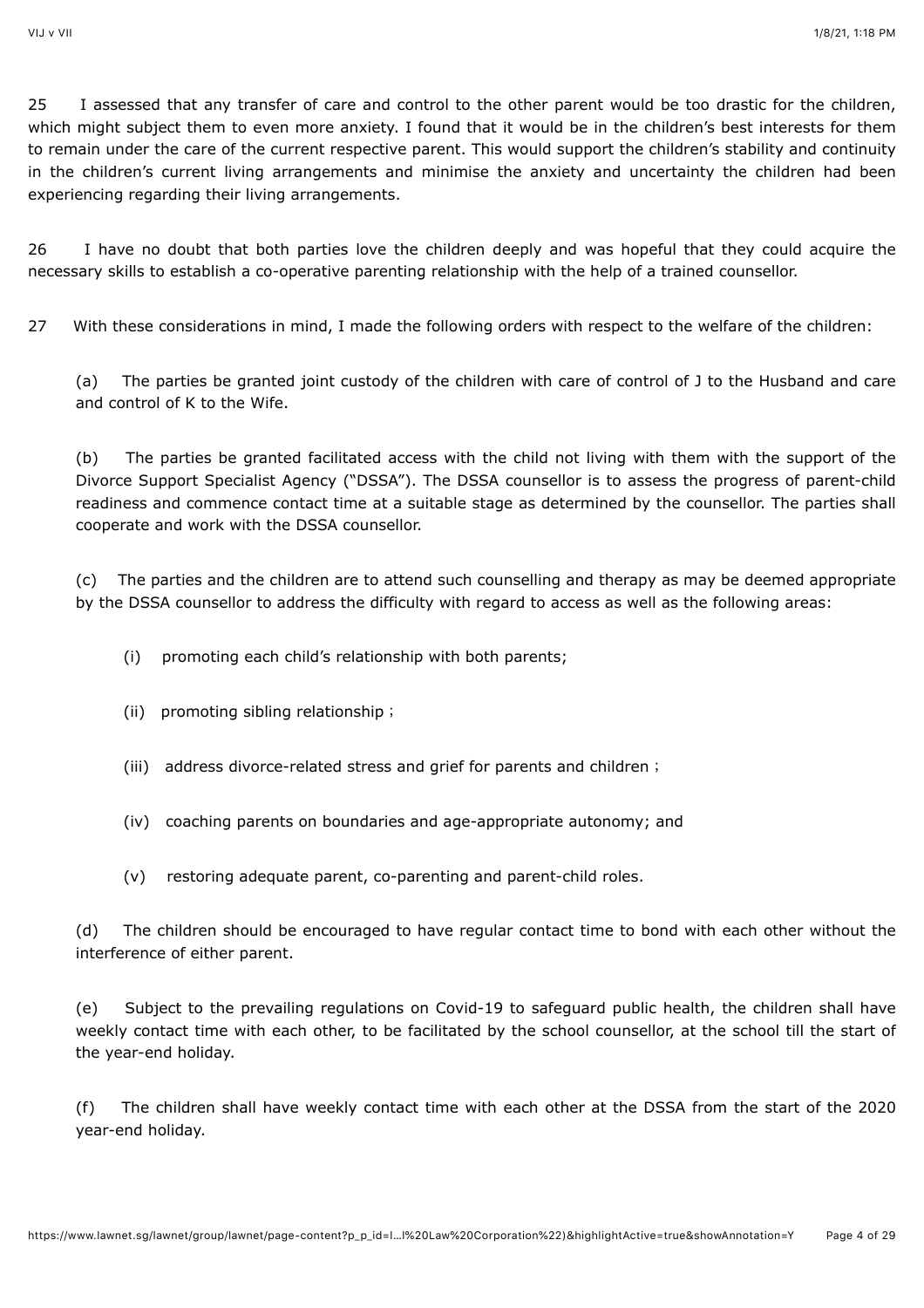25 I assessed that any transfer of care and control to the other parent would be too drastic for the children, which might subject them to even more anxiety. I found that it would be in the children's best interests for them to remain under the care of the current respective parent. This would support the children's stability and continuity in the children's current living arrangements and minimise the anxiety and uncertainty the children had been experiencing regarding their living arrangements.

26 I have no doubt that both parties love the children deeply and was hopeful that they could acquire the necessary skills to establish a co-operative parenting relationship with the help of a trained counsellor.

27 With these considerations in mind, I made the following orders with respect to the welfare of the children:

(a) The parties be granted joint custody of the children with care of control of J to the Husband and care and control of K to the Wife.

(b) The parties be granted facilitated access with the child not living with them with the support of the Divorce Support Specialist Agency ("DSSA"). The DSSA counsellor is to assess the progress of parent-child readiness and commence contact time at a suitable stage as determined by the counsellor. The parties shall cooperate and work with the DSSA counsellor.

(c) The parties and the children are to attend such counselling and therapy as may be deemed appropriate by the DSSA counsellor to address the difficulty with regard to access as well as the following areas:

(i) promoting each child's relationship with both parents;

(ii) promoting sibling relationship ;

(iii) address divorce-related stress and grief for parents and children ;

(iv) coaching parents on boundaries and age-appropriate autonomy; and

(v) restoring adequate parent, co-parenting and parent-child roles.

(d) The children should be encouraged to have regular contact time to bond with each other without the interference of either parent.

(e) Subject to the prevailing regulations on Covid-19 to safeguard public health, the children shall have weekly contact time with each other, to be facilitated by the school counsellor, at the school till the start of the year-end holiday.

(f) The children shall have weekly contact time with each other at the DSSA from the start of the 2020 year-end holiday.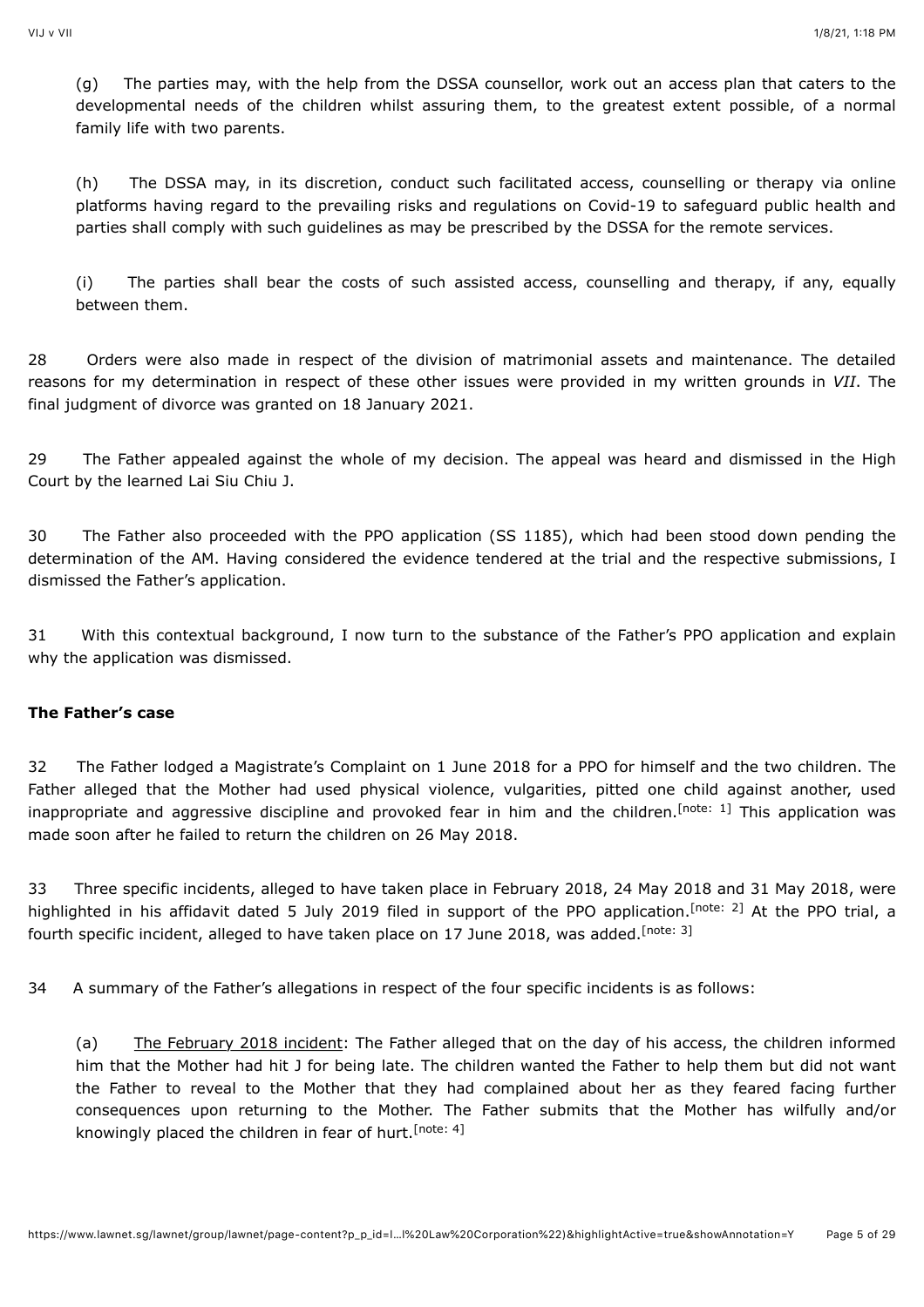(g) The parties may, with the help from the DSSA counsellor, work out an access plan that caters to the developmental needs of the children whilst assuring them, to the greatest extent possible, of a normal family life with two parents.

(h) The DSSA may, in its discretion, conduct such facilitated access, counselling or therapy via online platforms having regard to the prevailing risks and regulations on Covid-19 to safeguard public health and parties shall comply with such guidelines as may be prescribed by the DSSA for the remote services.

(i) The parties shall bear the costs of such assisted access, counselling and therapy, if any, equally between them.

28 Orders were also made in respect of the division of matrimonial assets and maintenance. The detailed reasons for my determination in respect of these other issues were provided in my written grounds in *VII*. The final judgment of divorce was granted on 18 January 2021.

29 The Father appealed against the whole of my decision. The appeal was heard and dismissed in the High Court by the learned Lai Siu Chiu J.

30 The Father also proceeded with the PPO application (SS 1185), which had been stood down pending the determination of the AM. Having considered the evidence tendered at the trial and the respective submissions, I dismissed the Father's application.

31 With this contextual background, I now turn to the substance of the Father's PPO application and explain why the application was dismissed.

**The Father's case**

32 The Father lodged a Magistrate's Complaint on 1 June 2018 for a PPO for himself and the two children. The Father alleged that the Mother had used physical violence, vulgarities, pitted one child against another, used inappropriate and aggressive discipline and provoked fear in him and the children.[note: 1] This application was made soon after he failed to return the children on 26 May 2018.

33 Three specific incidents, alleged to have taken place in February 2018, 24 May 2018 and 31 May 2018, were highlighted in his affidavit dated 5 July 2019 filed in support of the PPO application.[note: 2] At the PPO trial, a fourth specific incident, alleged to have taken place on 17 June 2018, was added.[note: 3]

34 A summary of the Father's allegations in respect of the four specific incidents is as follows:

(a) <u>The February 2018 incident</u>: The Father alleged that on the day of his access, the children informed him that the Mother had hit J for being late. The children wanted the Father to help them but did not want the Father to reveal to the Mother that they had complained about her as they feared facing further consequences upon returning to the Mother. The Father submits that the Mother has wilfully and/or knowingly placed the children in fear of hurt.[note: 4]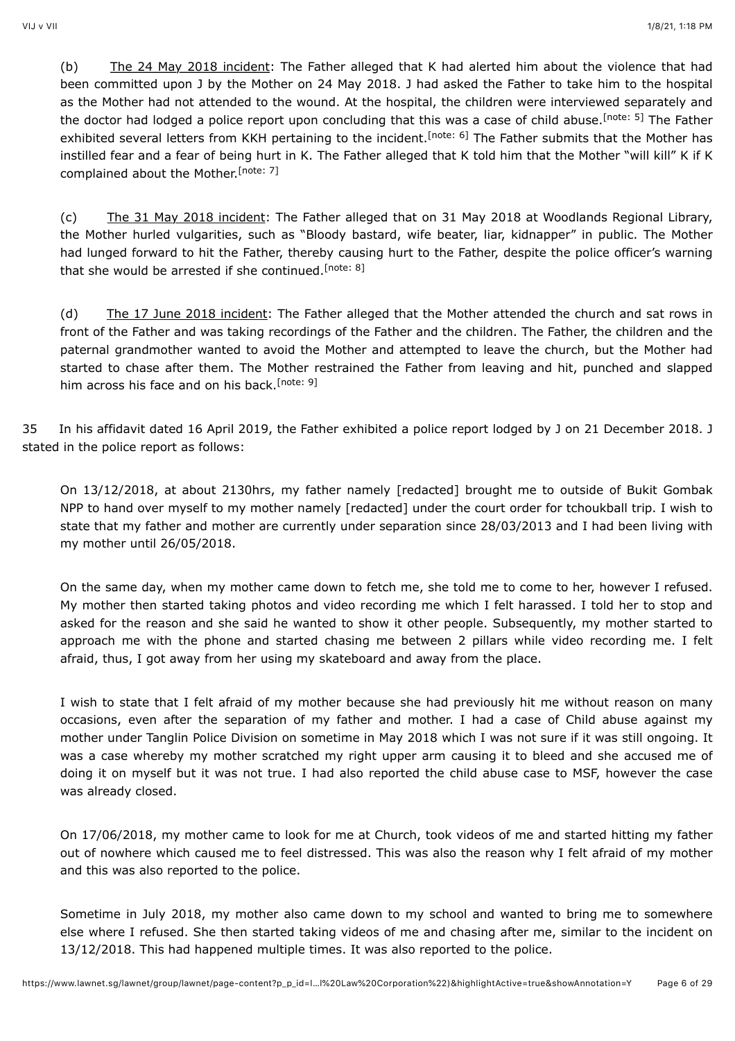(b) The 24 May 2018 incident: The Father alleged that K had alerted him about the violence that had been committed upon J by the Mother on 24 May 2018. J had asked the Father to take him to the hospital as the Mother had not attended to the wound. At the hospital, the children were interviewed separately and the doctor had lodged a police report upon concluding that this was a case of child abuse.[note: 5] The Father exhibited several letters from KKH pertaining to the incident.[note: 6] The Father submits that the Mother has instilled fear and a fear of being hurt in K. The Father alleged that K told him that the Mother "will kill" K if K complained about the Mother.[note: 7]

(c) The 31 May 2018 incident: The Father alleged that on 31 May 2018 at Woodlands Regional Library, the Mother hurled vulgarities, such as "Bloody bastard, wife beater, liar, kidnapper" in public. The Mother had lunged forward to hit the Father, thereby causing hurt to the Father, despite the police officer's warning that she would be arrested if she continued.[note: 8]

(d) The 17 June 2018 incident: The Father alleged that the Mother attended the church and sat rows in front of the Father and was taking recordings of the Father and the children. The Father, the children and the paternal grandmother wanted to avoid the Mother and attempted to leave the church, but the Mother had started to chase after them. The Mother restrained the Father from leaving and hit, punched and slapped him across his face and on his back.[note: 9]

35 In his affidavit dated 16 April 2019, the Father exhibited a police report lodged by J on 21 December 2018. J stated in the police report as follows:

> On 13/12/2018, at about 2130hrs, my father namely [redacted] brought me to outside of Bukit Gombak NPP to hand over myself to my mother namely [redacted] under the court order for tchoukball trip. I wish to state that my father and mother are currently under separation since 28/03/2013 and I had been living with my mother until 26/05/2018.
>
> On the same day, when my mother came down to fetch me, she told me to come to her, however I refused. My mother then started taking photos and video recording me which I felt harassed. I told her to stop and asked for the reason and she said he wanted to show it other people. Subsequently, my mother started to approach me with the phone and started chasing me between 2 pillars while video recording me. I felt afraid, thus, I got away from her using my skateboard and away from the place.
>
> I wish to state that I felt afraid of my mother because she had previously hit me without reason on many occasions, even after the separation of my father and mother. I had a case of Child abuse against my mother under Tanglin Police Division on sometime in May 2018 which I was not sure if it was still ongoing. It was a case whereby my mother scratched my right upper arm causing it to bleed and she accused me of doing it on myself but it was not true. I had also reported the child abuse case to MSF, however the case was already closed.
>
> On 17/06/2018, my mother came to look for me at Church, took videos of me and started hitting my father out of nowhere which caused me to feel distressed. This was also the reason why I felt afraid of my mother and this was also reported to the police.
>
> Sometime in July 2018, my mother also came down to my school and wanted to bring me to somewhere else where I refused. She then started taking videos of me and chasing after me, similar to the incident on 13/12/2018. This had happened multiple times. It was also reported to the police.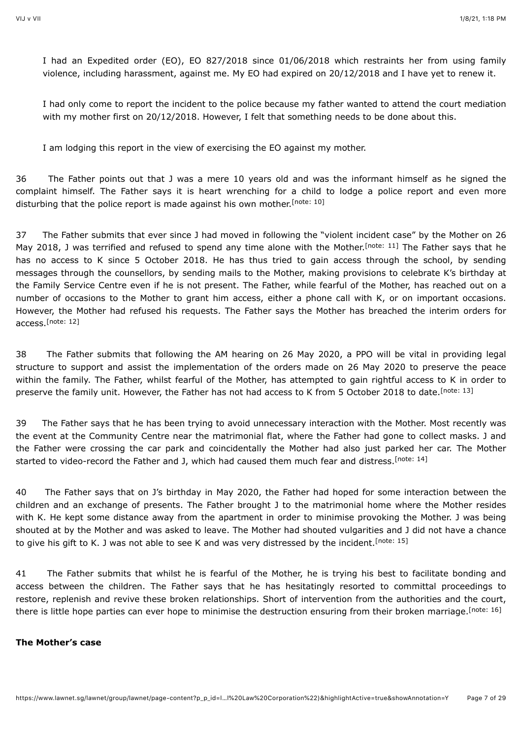> I had an Expedited order (EO), EO 827/2018 since 01/06/2018 which restraints her from using family violence, including harassment, against me. My EO had expired on 20/12/2018 and I have yet to renew it.
>
> I had only come to report the incident to the police because my father wanted to attend the court mediation with my mother first on 20/12/2018. However, I felt that something needs to be done about this.
>
> I am lodging this report in the view of exercising the EO against my mother.

36 The Father points out that J was a mere 10 years old and was the informant himself as he signed the complaint himself. The Father says it is heart wrenching for a child to lodge a police report and even more disturbing that the police report is made against his own mother.[note: 10]

37 The Father submits that ever since J had moved in following the "violent incident case" by the Mother on 26 May 2018, J was terrified and refused to spend any time alone with the Mother.[note: 11] The Father says that he has no access to K since 5 October 2018. He has thus tried to gain access through the school, by sending messages through the counsellors, by sending mails to the Mother, making provisions to celebrate K's birthday at the Family Service Centre even if he is not present. The Father, while fearful of the Mother, has reached out on a number of occasions to the Mother to grant him access, either a phone call with K, or on important occasions. However, the Mother had refused his requests. The Father says the Mother has breached the interim orders for access.[note: 12]

38 The Father submits that following the AM hearing on 26 May 2020, a PPO will be vital in providing legal structure to support and assist the implementation of the orders made on 26 May 2020 to preserve the peace within the family. The Father, whilst fearful of the Mother, has attempted to gain rightful access to K in order to preserve the family unit. However, the Father has not had access to K from 5 October 2018 to date.[note: 13]

39 The Father says that he has been trying to avoid unnecessary interaction with the Mother. Most recently was the event at the Community Centre near the matrimonial flat, where the Father had gone to collect masks. J and the Father were crossing the car park and coincidentally the Mother had also just parked her car. The Mother started to video-record the Father and J, which had caused them much fear and distress.[note: 14]

40 The Father says that on J's birthday in May 2020, the Father had hoped for some interaction between the children and an exchange of presents. The Father brought J to the matrimonial home where the Mother resides with K. He kept some distance away from the apartment in order to minimise provoking the Mother. J was being shouted at by the Mother and was asked to leave. The Mother had shouted vulgarities and J did not have a chance to give his gift to K. J was not able to see K and was very distressed by the incident.[note: 15]

41 The Father submits that whilst he is fearful of the Mother, he is trying his best to facilitate bonding and access between the children. The Father says that he has hesitatingly resorted to committal proceedings to restore, replenish and revive these broken relationships. Short of intervention from the authorities and the court, there is little hope parties can ever hope to minimise the destruction ensuring from their broken marriage.[note: 16]

**The Mother's case**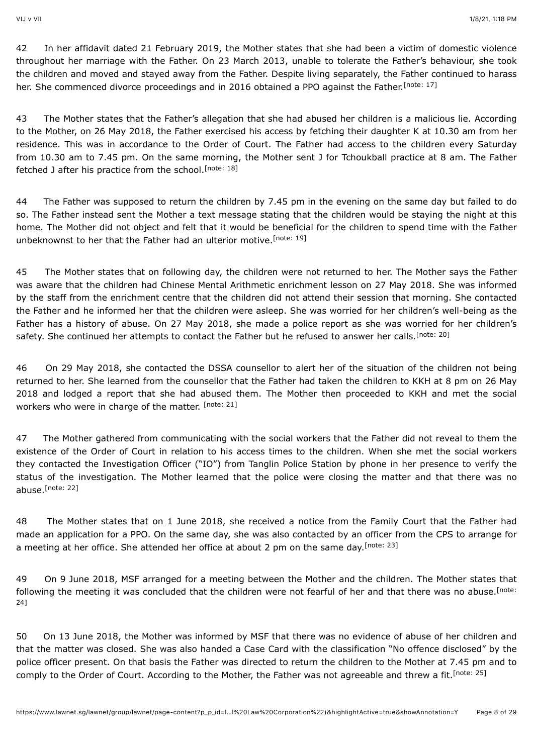42 In her affidavit dated 21 February 2019, the Mother states that she had been a victim of domestic violence throughout her marriage with the Father. On 23 March 2013, unable to tolerate the Father's behaviour, she took the children and moved and stayed away from the Father. Despite living separately, the Father continued to harass her. She commenced divorce proceedings and in 2016 obtained a PPO against the Father.[note: 17]

43 The Mother states that the Father's allegation that she had abused her children is a malicious lie. According to the Mother, on 26 May 2018, the Father exercised his access by fetching their daughter K at 10.30 am from her residence. This was in accordance to the Order of Court. The Father had access to the children every Saturday from 10.30 am to 7.45 pm. On the same morning, the Mother sent J for Tchoukball practice at 8 am. The Father fetched J after his practice from the school.[note: 18]

44 The Father was supposed to return the children by 7.45 pm in the evening on the same day but failed to do so. The Father instead sent the Mother a text message stating that the children would be staying the night at this home. The Mother did not object and felt that it would be beneficial for the children to spend time with the Father unbeknownst to her that the Father had an ulterior motive.[note: 19]

45 The Mother states that on following day, the children were not returned to her. The Mother says the Father was aware that the children had Chinese Mental Arithmetic enrichment lesson on 27 May 2018. She was informed by the staff from the enrichment centre that the children did not attend their session that morning. She contacted the Father and he informed her that the children were asleep. She was worried for her children's well-being as the Father has a history of abuse. On 27 May 2018, she made a police report as she was worried for her children's safety. She continued her attempts to contact the Father but he refused to answer her calls.[note: 20]

46 On 29 May 2018, she contacted the DSSA counsellor to alert her of the situation of the children not being returned to her. She learned from the counsellor that the Father had taken the children to KKH at 8 pm on 26 May 2018 and lodged a report that she had abused them. The Mother then proceeded to KKH and met the social workers who were in charge of the matter. [note: 21]

47 The Mother gathered from communicating with the social workers that the Father did not reveal to them the existence of the Order of Court in relation to his access times to the children. When she met the social workers they contacted the Investigation Officer ("IO") from Tanglin Police Station by phone in her presence to verify the status of the investigation. The Mother learned that the police were closing the matter and that there was no abuse.[note: 22]

48 The Mother states that on 1 June 2018, she received a notice from the Family Court that the Father had made an application for a PPO. On the same day, she was also contacted by an officer from the CPS to arrange for a meeting at her office. She attended her office at about 2 pm on the same day.[note: 23]

49 On 9 June 2018, MSF arranged for a meeting between the Mother and the children. The Mother states that following the meeting it was concluded that the children were not fearful of her and that there was no abuse.[note: 24]

50 On 13 June 2018, the Mother was informed by MSF that there was no evidence of abuse of her children and that the matter was closed. She was also handed a Case Card with the classification "No offence disclosed" by the police officer present. On that basis the Father was directed to return the children to the Mother at 7.45 pm and to comply to the Order of Court. According to the Mother, the Father was not agreeable and threw a fit.[note: 25]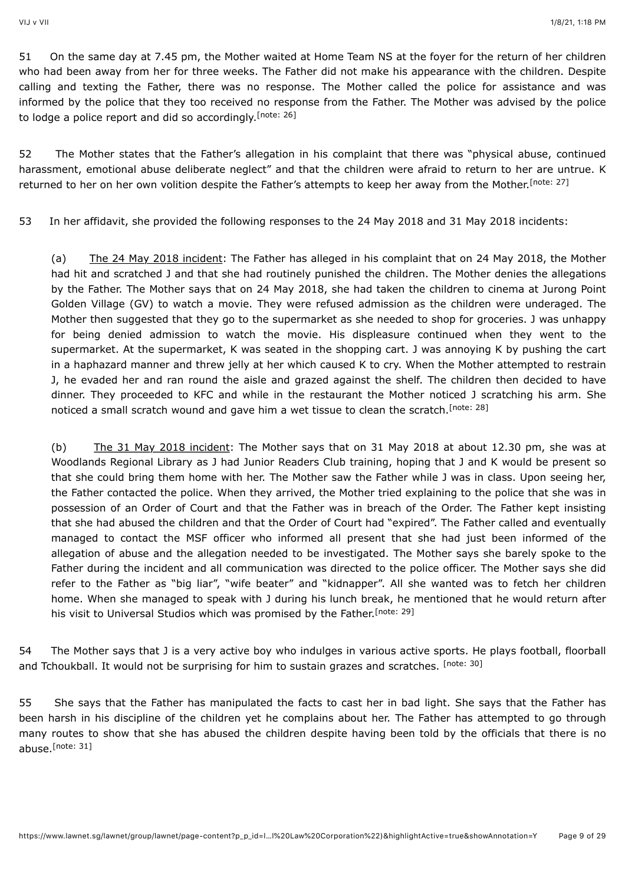51 On the same day at 7.45 pm, the Mother waited at Home Team NS at the foyer for the return of her children who had been away from her for three weeks. The Father did not make his appearance with the children. Despite calling and texting the Father, there was no response. The Mother called the police for assistance and was informed by the police that they too received no response from the Father. The Mother was advised by the police to lodge a police report and did so accordingly.[note: 26]

52 The Mother states that the Father's allegation in his complaint that there was "physical abuse, continued harassment, emotional abuse deliberate neglect" and that the children were afraid to return to her are untrue. K returned to her on her own volition despite the Father's attempts to keep her away from the Mother.[note: 27]

53 In her affidavit, she provided the following responses to the 24 May 2018 and 31 May 2018 incidents:

(a) The 24 May 2018 incident: The Father has alleged in his complaint that on 24 May 2018, the Mother had hit and scratched J and that she had routinely punished the children. The Mother denies the allegations by the Father. The Mother says that on 24 May 2018, she had taken the children to cinema at Jurong Point Golden Village (GV) to watch a movie. They were refused admission as the children were underaged. The Mother then suggested that they go to the supermarket as she needed to shop for groceries. J was unhappy for being denied admission to watch the movie. His displeasure continued when they went to the supermarket. At the supermarket, K was seated in the shopping cart. J was annoying K by pushing the cart in a haphazard manner and threw jelly at her which caused K to cry. When the Mother attempted to restrain J, he evaded her and ran round the aisle and grazed against the shelf. The children then decided to have dinner. They proceeded to KFC and while in the restaurant the Mother noticed J scratching his arm. She noticed a small scratch wound and gave him a wet tissue to clean the scratch.[note: 28]

(b) The 31 May 2018 incident: The Mother says that on 31 May 2018 at about 12.30 pm, she was at Woodlands Regional Library as J had Junior Readers Club training, hoping that J and K would be present so that she could bring them home with her. The Mother saw the Father while J was in class. Upon seeing her, the Father contacted the police. When they arrived, the Mother tried explaining to the police that she was in possession of an Order of Court and that the Father was in breach of the Order. The Father kept insisting that she had abused the children and that the Order of Court had "expired". The Father called and eventually managed to contact the MSF officer who informed all present that she had just been informed of the allegation of abuse and the allegation needed to be investigated. The Mother says she barely spoke to the Father during the incident and all communication was directed to the police officer. The Mother says she did refer to the Father as "big liar", "wife beater" and "kidnapper". All she wanted was to fetch her children home. When she managed to speak with J during his lunch break, he mentioned that he would return after his visit to Universal Studios which was promised by the Father.[note: 29]

54 The Mother says that J is a very active boy who indulges in various active sports. He plays football, floorball and Tchoukball. It would not be surprising for him to sustain grazes and scratches. [note: 30]

55 She says that the Father has manipulated the facts to cast her in bad light. She says that the Father has been harsh in his discipline of the children yet he complains about her. The Father has attempted to go through many routes to show that she has abused the children despite having been told by the officials that there is no abuse.[note: 31]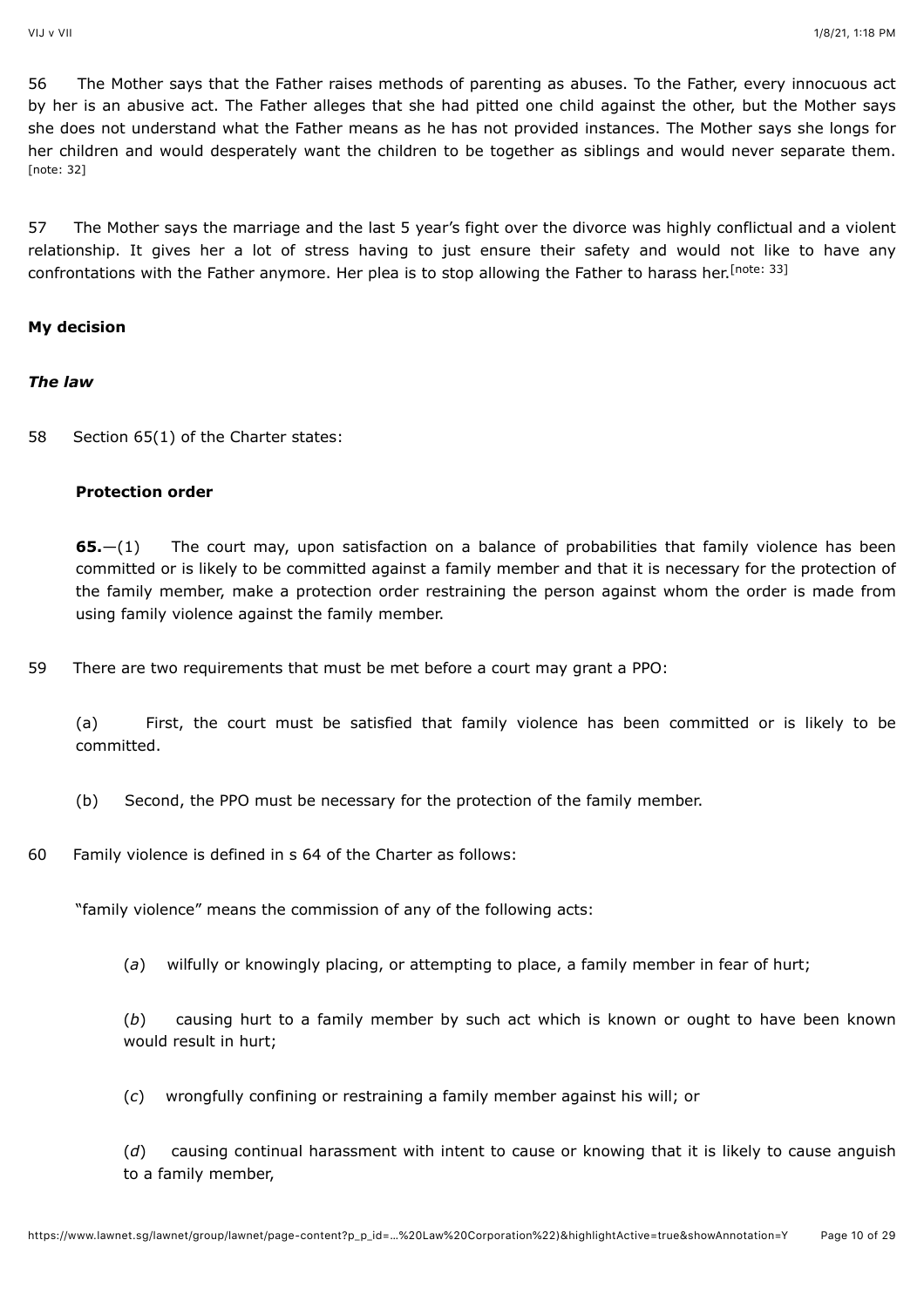56 The Mother says that the Father raises methods of parenting as abuses. To the Father, every innocuous act by her is an abusive act. The Father alleges that she had pitted one child against the other, but the Mother says she does not understand what the Father means as he has not provided instances. The Mother says she longs for her children and would desperately want the children to be together as siblings and would never separate them. [note: 32]

57 The Mother says the marriage and the last 5 year's fight over the divorce was highly conflictual and a violent relationship. It gives her a lot of stress having to just ensure their safety and would not like to have any confrontations with the Father anymore. Her plea is to stop allowing the Father to harass her.[note: 33]

**My decision**

***The law***

58 Section 65(1) of the Charter states:

> **Protection order**
>
> **65.**—(1) The court may, upon satisfaction on a balance of probabilities that family violence has been committed or is likely to be committed against a family member and that it is necessary for the protection of the family member, make a protection order restraining the person against whom the order is made from using family violence against the family member.

59 There are two requirements that must be met before a court may grant a PPO:

> (a) First, the court must be satisfied that family violence has been committed or is likely to be committed.
>
> (b) Second, the PPO must be necessary for the protection of the family member.

60 Family violence is defined in s 64 of the Charter as follows:

> "family violence" means the commission of any of the following acts:
>
> > (*a*) wilfully or knowingly placing, or attempting to place, a family member in fear of hurt;
> >
> > (*b*) causing hurt to a family member by such act which is known or ought to have been known would result in hurt;
> >
> > (*c*) wrongfully confining or restraining a family member against his will; or
> >
> > (*d*) causing continual harassment with intent to cause or knowing that it is likely to cause anguish to a family member,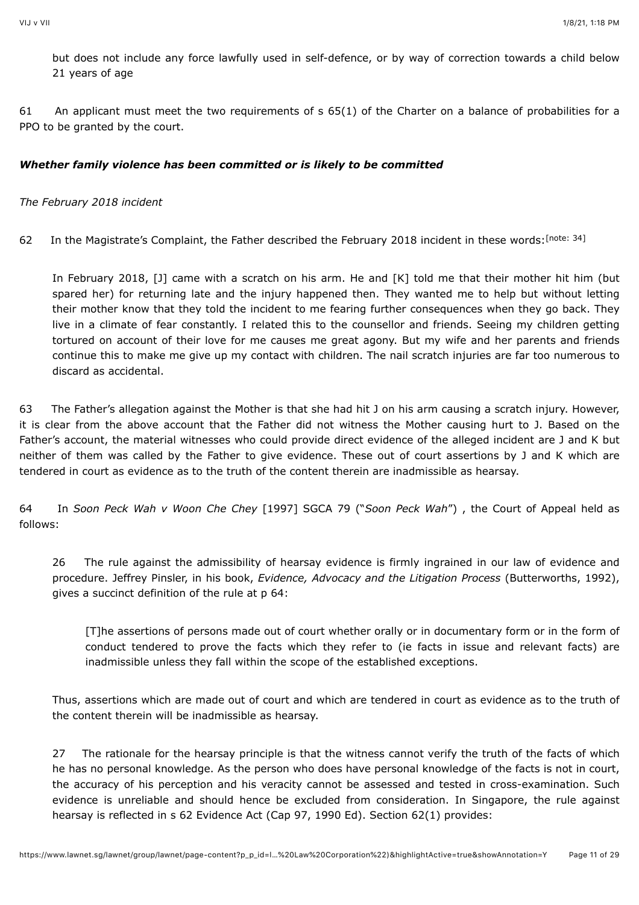> but does not include any force lawfully used in self-defence, or by way of correction towards a child below 21 years of age

61 An applicant must meet the two requirements of s 65(1) of the Charter on a balance of probabilities for a PPO to be granted by the court.

### *Whether family violence has been committed or is likely to be committed*

#### *The February 2018 incident*

62 In the Magistrate's Complaint, the Father described the February 2018 incident in these words: [note: 34]

> In February 2018, [J] came with a scratch on his arm. He and [K] told me that their mother hit him (but spared her) for returning late and the injury happened then. They wanted me to help but without letting their mother know that they told the incident to me fearing further consequences when they go back. They live in a climate of fear constantly. I related this to the counsellor and friends. Seeing my children getting tortured on account of their love for me causes me great agony. But my wife and her parents and friends continue this to make me give up my contact with children. The nail scratch injuries are far too numerous to discard as accidental.

63 The Father's allegation against the Mother is that she had hit J on his arm causing a scratch injury. However, it is clear from the above account that the Father did not witness the Mother causing hurt to J. Based on the Father's account, the material witnesses who could provide direct evidence of the alleged incident are J and K but neither of them was called by the Father to give evidence. These out of court assertions by J and K which are tendered in court as evidence as to the truth of the content therein are inadmissible as hearsay.

64 In *Soon Peck Wah v Woon Che Chey* [1997] SGCA 79 ("*Soon Peck Wah*") , the Court of Appeal held as follows:

> 26 The rule against the admissibility of hearsay evidence is firmly ingrained in our law of evidence and procedure. Jeffrey Pinsler, in his book, *Evidence, Advocacy and the Litigation Process* (Butterworths, 1992), gives a succinct definition of the rule at p 64:
>
> > [T]he assertions of persons made out of court whether orally or in documentary form or in the form of conduct tendered to prove the facts which they refer to (ie facts in issue and relevant facts) are inadmissible unless they fall within the scope of the established exceptions.
>
> Thus, assertions which are made out of court and which are tendered in court as evidence as to the truth of the content therein will be inadmissible as hearsay.
>
> 27 The rationale for the hearsay principle is that the witness cannot verify the truth of the facts of which he has no personal knowledge. As the person who does have personal knowledge of the facts is not in court, the accuracy of his perception and his veracity cannot be assessed and tested in cross-examination. Such evidence is unreliable and should hence be excluded from consideration. In Singapore, the rule against hearsay is reflected in s 62 Evidence Act (Cap 97, 1990 Ed). Section 62(1) provides: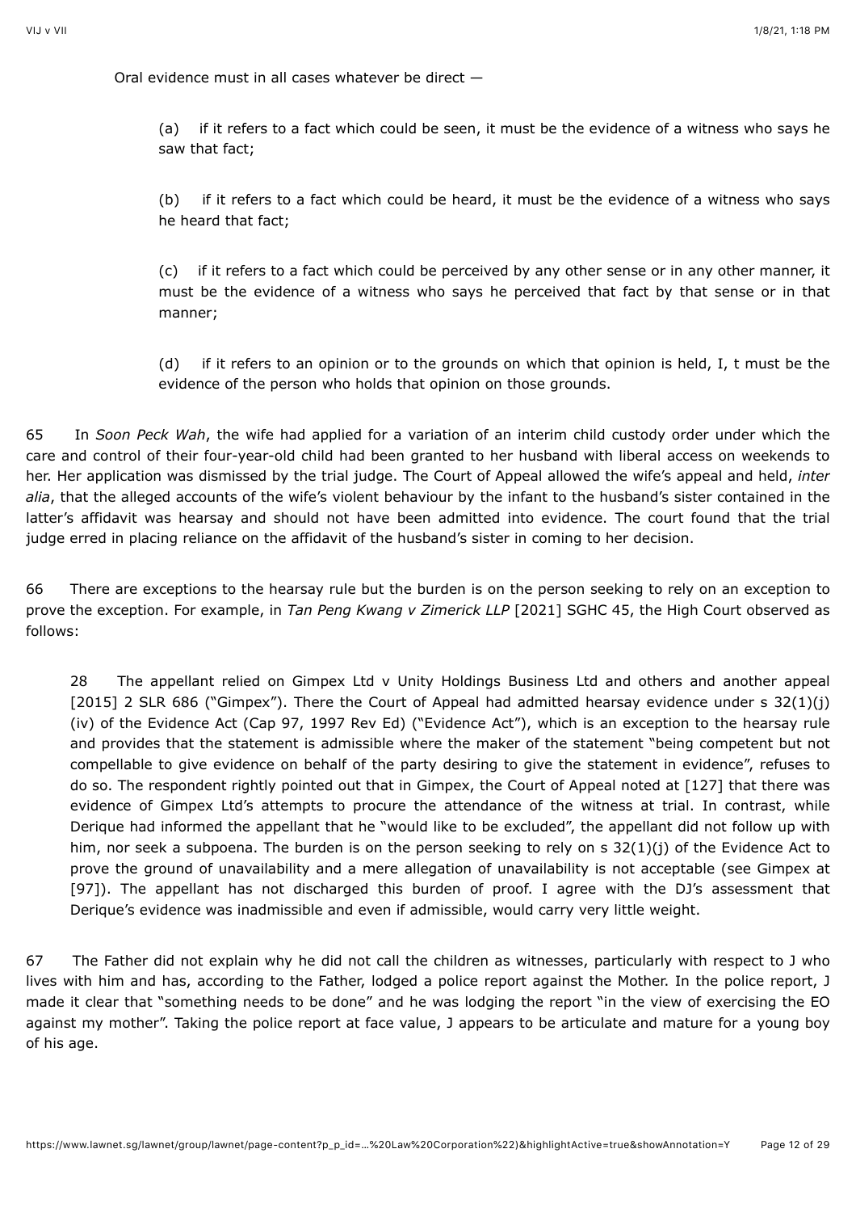Oral evidence must in all cases whatever be direct —

> (a) if it refers to a fact which could be seen, it must be the evidence of a witness who says he saw that fact;
>
> (b) if it refers to a fact which could be heard, it must be the evidence of a witness who says he heard that fact;
>
> (c) if it refers to a fact which could be perceived by any other sense or in any other manner, it must be the evidence of a witness who says he perceived that fact by that sense or in that manner;
>
> (d) if it refers to an opinion or to the grounds on which that opinion is held, I, t must be the evidence of the person who holds that opinion on those grounds.

65 In *Soon Peck Wah*, the wife had applied for a variation of an interim child custody order under which the care and control of their four-year-old child had been granted to her husband with liberal access on weekends to her. Her application was dismissed by the trial judge. The Court of Appeal allowed the wife's appeal and held, *inter alia*, that the alleged accounts of the wife's violent behaviour by the infant to the husband's sister contained in the latter's affidavit was hearsay and should not have been admitted into evidence. The court found that the trial judge erred in placing reliance on the affidavit of the husband's sister in coming to her decision.

66 There are exceptions to the hearsay rule but the burden is on the person seeking to rely on an exception to prove the exception. For example, in *Tan Peng Kwang v Zimerick LLP* [2021] SGHC 45, the High Court observed as follows:

> 28 The appellant relied on Gimpex Ltd v Unity Holdings Business Ltd and others and another appeal [2015] 2 SLR 686 ("Gimpex"). There the Court of Appeal had admitted hearsay evidence under s 32(1)(j)(iv) of the Evidence Act (Cap 97, 1997 Rev Ed) ("Evidence Act"), which is an exception to the hearsay rule and provides that the statement is admissible where the maker of the statement "being competent but not compellable to give evidence on behalf of the party desiring to give the statement in evidence", refuses to do so. The respondent rightly pointed out that in Gimpex, the Court of Appeal noted at [127] that there was evidence of Gimpex Ltd's attempts to procure the attendance of the witness at trial. In contrast, while Derique had informed the appellant that he "would like to be excluded", the appellant did not follow up with him, nor seek a subpoena. The burden is on the person seeking to rely on s 32(1)(j) of the Evidence Act to prove the ground of unavailability and a mere allegation of unavailability is not acceptable (see Gimpex at [97]). The appellant has not discharged this burden of proof. I agree with the DJ's assessment that Derique's evidence was inadmissible and even if admissible, would carry very little weight.

67 The Father did not explain why he did not call the children as witnesses, particularly with respect to J who lives with him and has, according to the Father, lodged a police report against the Mother. In the police report, J made it clear that "something needs to be done" and he was lodging the report "in the view of exercising the EO against my mother". Taking the police report at face value, J appears to be articulate and mature for a young boy of his age.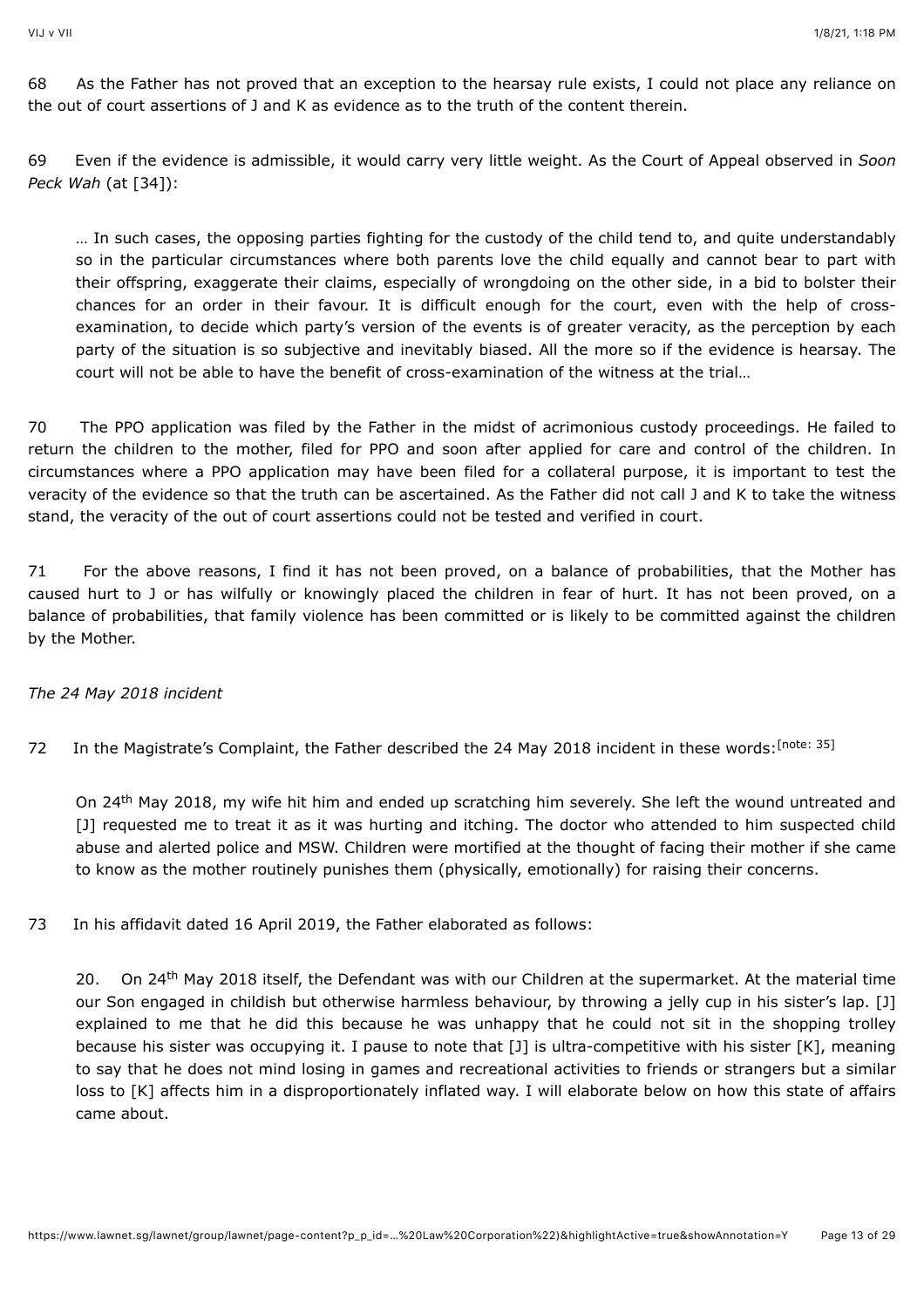68 As the Father has not proved that an exception to the hearsay rule exists, I could not place any reliance on the out of court assertions of J and K as evidence as to the truth of the content therein.

69 Even if the evidence is admissible, it would carry very little weight. As the Court of Appeal observed in *Soon Peck Wah* (at [34]):

> … In such cases, the opposing parties fighting for the custody of the child tend to, and quite understandably so in the particular circumstances where both parents love the child equally and cannot bear to part with their offspring, exaggerate their claims, especially of wrongdoing on the other side, in a bid to bolster their chances for an order in their favour. It is difficult enough for the court, even with the help of cross-examination, to decide which party's version of the events is of greater veracity, as the perception by each party of the situation is so subjective and inevitably biased. All the more so if the evidence is hearsay. The court will not be able to have the benefit of cross-examination of the witness at the trial…

70 The PPO application was filed by the Father in the midst of acrimonious custody proceedings. He failed to return the children to the mother, filed for PPO and soon after applied for care and control of the children. In circumstances where a PPO application may have been filed for a collateral purpose, it is important to test the veracity of the evidence so that the truth can be ascertained. As the Father did not call J and K to take the witness stand, the veracity of the out of court assertions could not be tested and verified in court.

71 For the above reasons, I find it has not been proved, on a balance of probabilities, that the Mother has caused hurt to J or has wilfully or knowingly placed the children in fear of hurt. It has not been proved, on a balance of probabilities, that family violence has been committed or is likely to be committed against the children by the Mother.

*The 24 May 2018 incident*

72 In the Magistrate's Complaint, the Father described the 24 May 2018 incident in these words:[note: 35]

> On 24th May 2018, my wife hit him and ended up scratching him severely. She left the wound untreated and [J] requested me to treat it as it was hurting and itching. The doctor who attended to him suspected child abuse and alerted police and MSW. Children were mortified at the thought of facing their mother if she came to know as the mother routinely punishes them (physically, emotionally) for raising their concerns.

73 In his affidavit dated 16 April 2019, the Father elaborated as follows:

> 20. On 24th May 2018 itself, the Defendant was with our Children at the supermarket. At the material time our Son engaged in childish but otherwise harmless behaviour, by throwing a jelly cup in his sister's lap. [J] explained to me that he did this because he was unhappy that he could not sit in the shopping trolley because his sister was occupying it. I pause to note that [J] is ultra-competitive with his sister [K], meaning to say that he does not mind losing in games and recreational activities to friends or strangers but a similar loss to [K] affects him in a disproportionately inflated way. I will elaborate below on how this state of affairs came about.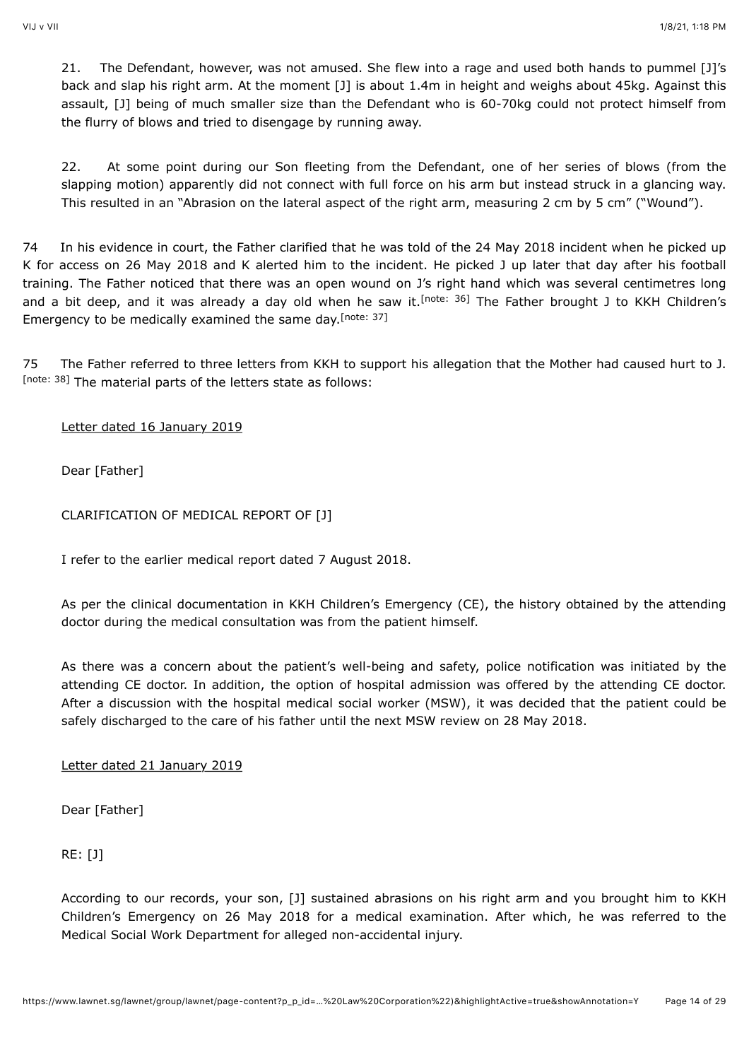> 21. The Defendant, however, was not amused. She flew into a rage and used both hands to pummel [J]'s back and slap his right arm. At the moment [J] is about 1.4m in height and weighs about 45kg. Against this assault, [J] being of much smaller size than the Defendant who is 60-70kg could not protect himself from the flurry of blows and tried to disengage by running away.
>
> 22. At some point during our Son fleeting from the Defendant, one of her series of blows (from the slapping motion) apparently did not connect with full force on his arm but instead struck in a glancing way. This resulted in an "Abrasion on the lateral aspect of the right arm, measuring 2 cm by 5 cm" ("Wound").

74 In his evidence in court, the Father clarified that he was told of the 24 May 2018 incident when he picked up K for access on 26 May 2018 and K alerted him to the incident. He picked J up later that day after his football training. The Father noticed that there was an open wound on J's right hand which was several centimetres long and a bit deep, and it was already a day old when he saw it.[note: 36] The Father brought J to KKH Children's Emergency to be medically examined the same day.[note: 37]

75 The Father referred to three letters from KKH to support his allegation that the Mother had caused hurt to J.[note: 38] The material parts of the letters state as follows:

> <u>Letter dated 16 January 2019</u>
>
> Dear [Father]
>
> CLARIFICATION OF MEDICAL REPORT OF [J]
>
> I refer to the earlier medical report dated 7 August 2018.
>
> As per the clinical documentation in KKH Children's Emergency (CE), the history obtained by the attending doctor during the medical consultation was from the patient himself.
>
> As there was a concern about the patient's well-being and safety, police notification was initiated by the attending CE doctor. In addition, the option of hospital admission was offered by the attending CE doctor. After a discussion with the hospital medical social worker (MSW), it was decided that the patient could be safely discharged to the care of his father until the next MSW review on 28 May 2018.
>
> <u>Letter dated 21 January 2019</u>
>
> Dear [Father]
>
> RE: [J]
>
> According to our records, your son, [J] sustained abrasions on his right arm and you brought him to KKH Children's Emergency on 26 May 2018 for a medical examination. After which, he was referred to the Medical Social Work Department for alleged non-accidental injury.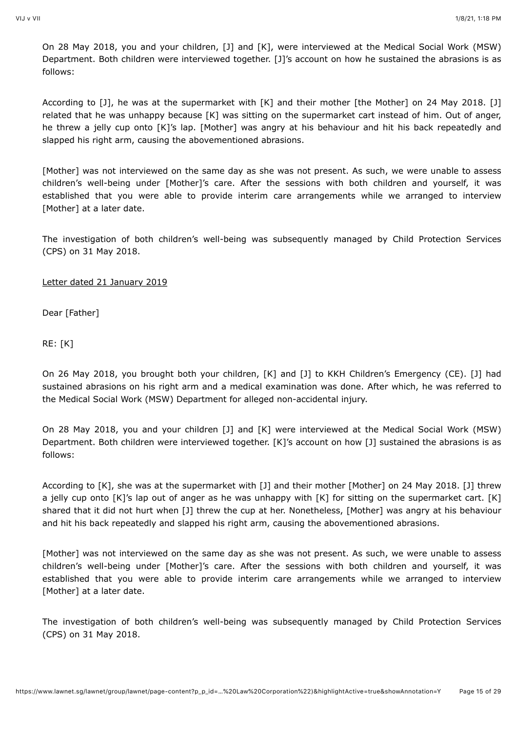On 28 May 2018, you and your children, [J] and [K], were interviewed at the Medical Social Work (MSW) Department. Both children were interviewed together. [J]'s account on how he sustained the abrasions is as follows:

According to [J], he was at the supermarket with [K] and their mother [the Mother] on 24 May 2018. [J] related that he was unhappy because [K] was sitting on the supermarket cart instead of him. Out of anger, he threw a jelly cup onto [K]'s lap. [Mother] was angry at his behaviour and hit his back repeatedly and slapped his right arm, causing the abovementioned abrasions.

[Mother] was not interviewed on the same day as she was not present. As such, we were unable to assess children's well-being under [Mother]'s care. After the sessions with both children and yourself, it was established that you were able to provide interim care arrangements while we arranged to interview [Mother] at a later date.

The investigation of both children's well-being was subsequently managed by Child Protection Services (CPS) on 31 May 2018.

<u>Letter dated 21 January 2019</u>

Dear [Father]

RE: [K]

On 26 May 2018, you brought both your children, [K] and [J] to KKH Children's Emergency (CE). [J] had sustained abrasions on his right arm and a medical examination was done. After which, he was referred to the Medical Social Work (MSW) Department for alleged non-accidental injury.

On 28 May 2018, you and your children [J] and [K] were interviewed at the Medical Social Work (MSW) Department. Both children were interviewed together. [K]'s account on how [J] sustained the abrasions is as follows:

According to [K], she was at the supermarket with [J] and their mother [Mother] on 24 May 2018. [J] threw a jelly cup onto [K]'s lap out of anger as he was unhappy with [K] for sitting on the supermarket cart. [K] shared that it did not hurt when [J] threw the cup at her. Nonetheless, [Mother] was angry at his behaviour and hit his back repeatedly and slapped his right arm, causing the abovementioned abrasions.

[Mother] was not interviewed on the same day as she was not present. As such, we were unable to assess children's well-being under [Mother]'s care. After the sessions with both children and yourself, it was established that you were able to provide interim care arrangements while we arranged to interview [Mother] at a later date.

The investigation of both children's well-being was subsequently managed by Child Protection Services (CPS) on 31 May 2018.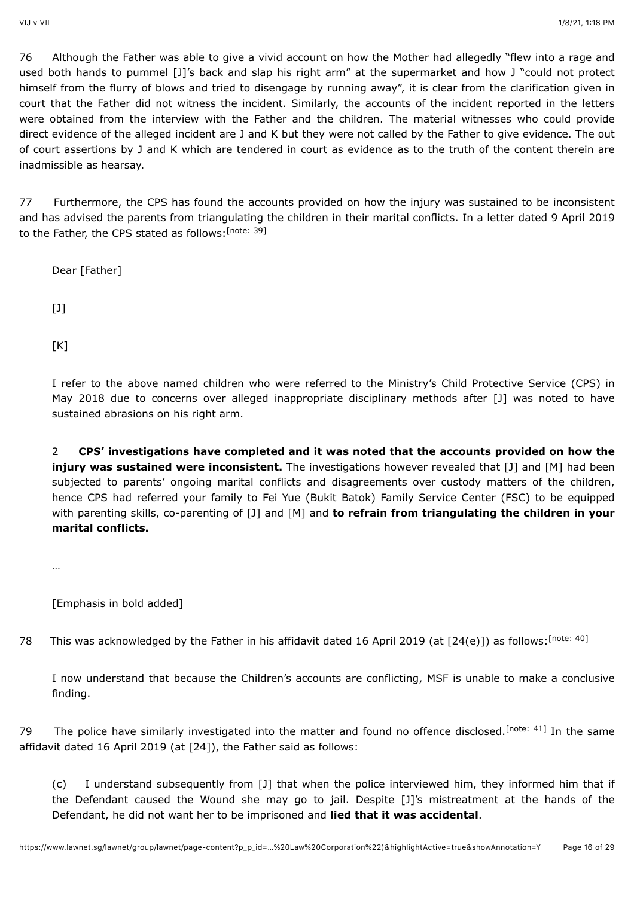76 Although the Father was able to give a vivid account on how the Mother had allegedly "flew into a rage and used both hands to pummel [J]'s back and slap his right arm" at the supermarket and how J "could not protect himself from the flurry of blows and tried to disengage by running away", it is clear from the clarification given in court that the Father did not witness the incident. Similarly, the accounts of the incident reported in the letters were obtained from the interview with the Father and the children. The material witnesses who could provide direct evidence of the alleged incident are J and K but they were not called by the Father to give evidence. The out of court assertions by J and K which are tendered in court as evidence as to the truth of the content therein are inadmissible as hearsay.

77 Furthermore, the CPS has found the accounts provided on how the injury was sustained to be inconsistent and has advised the parents from triangulating the children in their marital conflicts. In a letter dated 9 April 2019 to the Father, the CPS stated as follows:[note: 39]

> Dear [Father]
>
> [J]
>
> [K]
>
> I refer to the above named children who were referred to the Ministry's Child Protective Service (CPS) in May 2018 due to concerns over alleged inappropriate disciplinary methods after [J] was noted to have sustained abrasions on his right arm.
>
> 2 **CPS' investigations have completed and it was noted that the accounts provided on how the injury was sustained were inconsistent.** The investigations however revealed that [J] and [M] had been subjected to parents' ongoing marital conflicts and disagreements over custody matters of the children, hence CPS had referred your family to Fei Yue (Bukit Batok) Family Service Center (FSC) to be equipped with parenting skills, co-parenting of [J] and [M] and **to refrain from triangulating the children in your marital conflicts.**
>
> …
>
> [Emphasis in bold added]

78 This was acknowledged by the Father in his affidavit dated 16 April 2019 (at [24(e)]) as follows:[note: 40]

> I now understand that because the Children's accounts are conflicting, MSF is unable to make a conclusive finding.

79 The police have similarly investigated into the matter and found no offence disclosed.[note: 41] In the same affidavit dated 16 April 2019 (at [24]), the Father said as follows:

> (c) I understand subsequently from [J] that when the police interviewed him, they informed him that if the Defendant caused the Wound she may go to jail. Despite [J]'s mistreatment at the hands of the Defendant, he did not want her to be imprisoned and **lied that it was accidental**.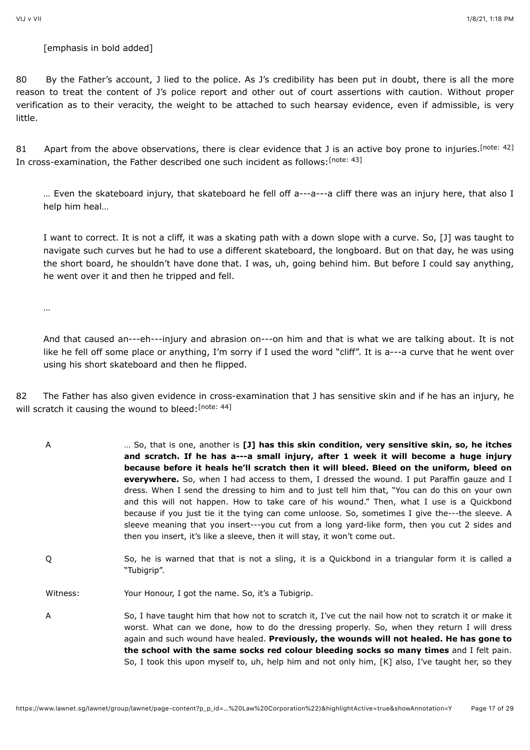[emphasis in bold added]

80 By the Father's account, J lied to the police. As J's credibility has been put in doubt, there is all the more reason to treat the content of J's police report and other out of court assertions with caution. Without proper verification as to their veracity, the weight to be attached to such hearsay evidence, even if admissible, is very little.

81 Apart from the above observations, there is clear evidence that J is an active boy prone to injuries.[note: 42] In cross-examination, the Father described one such incident as follows:[note: 43]

> … Even the skateboard injury, that skateboard he fell off a---a---a cliff there was an injury here, that also I help him heal…
>
> I want to correct. It is not a cliff, it was a skating path with a down slope with a curve. So, [J] was taught to navigate such curves but he had to use a different skateboard, the longboard. But on that day, he was using the short board, he shouldn't have done that. I was, uh, going behind him. But before I could say anything, he went over it and then he tripped and fell.
>
> …
>
> And that caused an---eh---injury and abrasion on---on him and that is what we are talking about. It is not like he fell off some place or anything, I'm sorry if I used the word "cliff". It is a---a curve that he went over using his short skateboard and then he flipped.

82 The Father has also given evidence in cross-examination that J has sensitive skin and if he has an injury, he will scratch it causing the wound to bleed:[note: 44]

| | |
|---|---|
| A | … So, that is one, another is **[J] has this skin condition, very sensitive skin, so, he itches and scratch. If he has a---a small injury, after 1 week it will become a huge injury because before it heals he'll scratch then it will bleed. Bleed on the uniform, bleed on everywhere.** So, when I had access to them, I dressed the wound. I put Paraffin gauze and I dress. When I send the dressing to him and to just tell him that, "You can do this on your own and this will not happen. How to take care of his wound." Then, what I use is a Quickbond because if you just tie it the tying can come unloose. So, sometimes I give the---the sleeve. A sleeve meaning that you insert---you cut from a long yard-like form, then you cut 2 sides and then you insert, it's like a sleeve, then it will stay, it won't come out. |
| Q | So, he is warned that that is not a sling, it is a Quickbond in a triangular form it is called a "Tubigrip". |
| Witness: | Your Honour, I got the name. So, it's a Tubigrip. |
| A | So, I have taught him that how not to scratch it, I've cut the nail how not to scratch it or make it worst. What can we done, how to do the dressing properly. So, when they return I will dress again and such wound have healed. **Previously, the wounds will not healed. He has gone to the school with the same socks red colour bleeding socks so many times** and I felt pain. So, I took this upon myself to, uh, help him and not only him, [K] also, I've taught her, so they |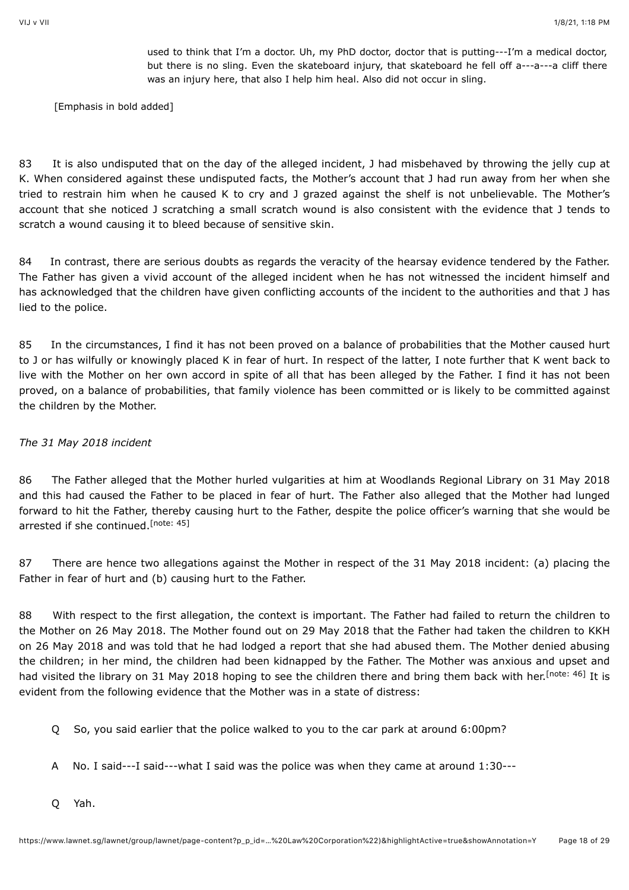> used to think that I'm a doctor. Uh, my PhD doctor, doctor that is putting---I'm a medical doctor, but there is no sling. Even the skateboard injury, that skateboard he fell off a---a---a cliff there was an injury here, that also I help him heal. Also did not occur in sling.

[Emphasis in bold added]

83 It is also undisputed that on the day of the alleged incident, J had misbehaved by throwing the jelly cup at K. When considered against these undisputed facts, the Mother's account that J had run away from her when she tried to restrain him when he caused K to cry and J grazed against the shelf is not unbelievable. The Mother's account that she noticed J scratching a small scratch wound is also consistent with the evidence that J tends to scratch a wound causing it to bleed because of sensitive skin.

84 In contrast, there are serious doubts as regards the veracity of the hearsay evidence tendered by the Father. The Father has given a vivid account of the alleged incident when he has not witnessed the incident himself and has acknowledged that the children have given conflicting accounts of the incident to the authorities and that J has lied to the police.

85 In the circumstances, I find it has not been proved on a balance of probabilities that the Mother caused hurt to J or has wilfully or knowingly placed K in fear of hurt. In respect of the latter, I note further that K went back to live with the Mother on her own accord in spite of all that has been alleged by the Father. I find it has not been proved, on a balance of probabilities, that family violence has been committed or is likely to be committed against the children by the Mother.

*The 31 May 2018 incident*

86 The Father alleged that the Mother hurled vulgarities at him at Woodlands Regional Library on 31 May 2018 and this had caused the Father to be placed in fear of hurt. The Father also alleged that the Mother had lunged forward to hit the Father, thereby causing hurt to the Father, despite the police officer's warning that she would be arrested if she continued.[note: 45]

87 There are hence two allegations against the Mother in respect of the 31 May 2018 incident: (a) placing the Father in fear of hurt and (b) causing hurt to the Father.

88 With respect to the first allegation, the context is important. The Father had failed to return the children to the Mother on 26 May 2018. The Mother found out on 29 May 2018 that the Father had taken the children to KKH on 26 May 2018 and was told that he had lodged a report that she had abused them. The Mother denied abusing the children; in her mind, the children had been kidnapped by the Father. The Mother was anxious and upset and had visited the library on 31 May 2018 hoping to see the children there and bring them back with her.[note: 46] It is evident from the following evidence that the Mother was in a state of distress:

> Q So, you said earlier that the police walked to you to the car park at around 6:00pm?
>
> A No. I said---I said---what I said was the police was when they came at around 1:30---
>
> Q Yah.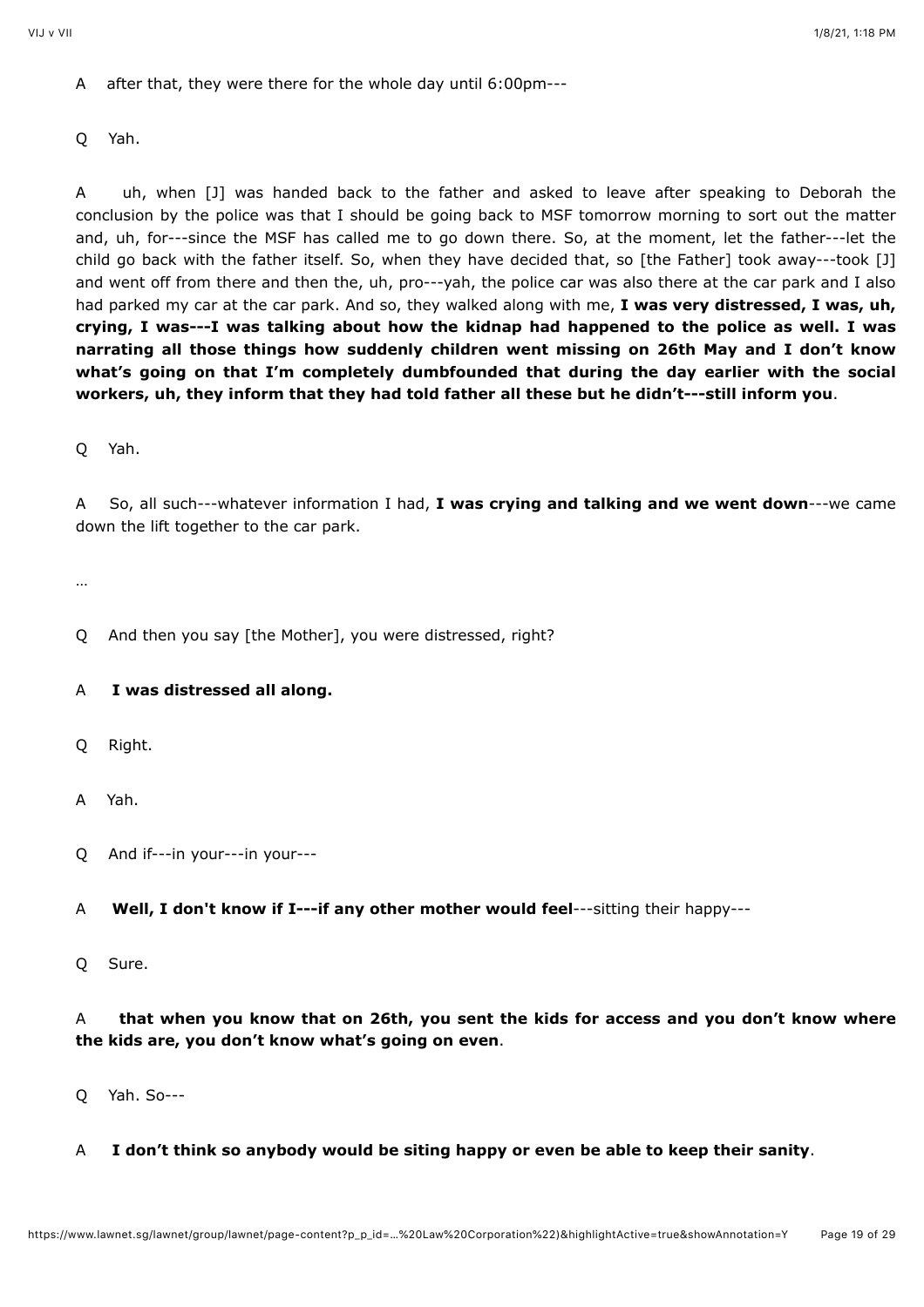A after that, they were there for the whole day until 6:00pm---

Q Yah.

A uh, when [J] was handed back to the father and asked to leave after speaking to Deborah the conclusion by the police was that I should be going back to MSF tomorrow morning to sort out the matter and, uh, for---since the MSF has called me to go down there. So, at the moment, let the father---let the child go back with the father itself. So, when they have decided that, so [the Father] took away---took [J] and went off from there and then the, uh, pro---yah, the police car was also there at the car park and I also had parked my car at the car park. And so, they walked along with me, **I was very distressed, I was, uh, crying, I was---I was talking about how the kidnap had happened to the police as well. I was narrating all those things how suddenly children went missing on 26th May and I don't know what's going on that I'm completely dumbfounded that during the day earlier with the social workers, uh, they inform that they had told father all these but he didn't---still inform you**.

Q Yah.

A So, all such---whatever information I had, **I was crying and talking and we went down**---we came down the lift together to the car park.

…

Q And then you say [the Mother], you were distressed, right?

A **I was distressed all along.**

Q Right.

A Yah.

Q And if---in your---in your---

A **Well, I don't know if I---if any other mother would feel**---sitting their happy---

Q Sure.

A **that when you know that on 26th, you sent the kids for access and you don't know where the kids are, you don't know what's going on even**.

Q Yah. So---

A **I don't think so anybody would be siting happy or even be able to keep their sanity**.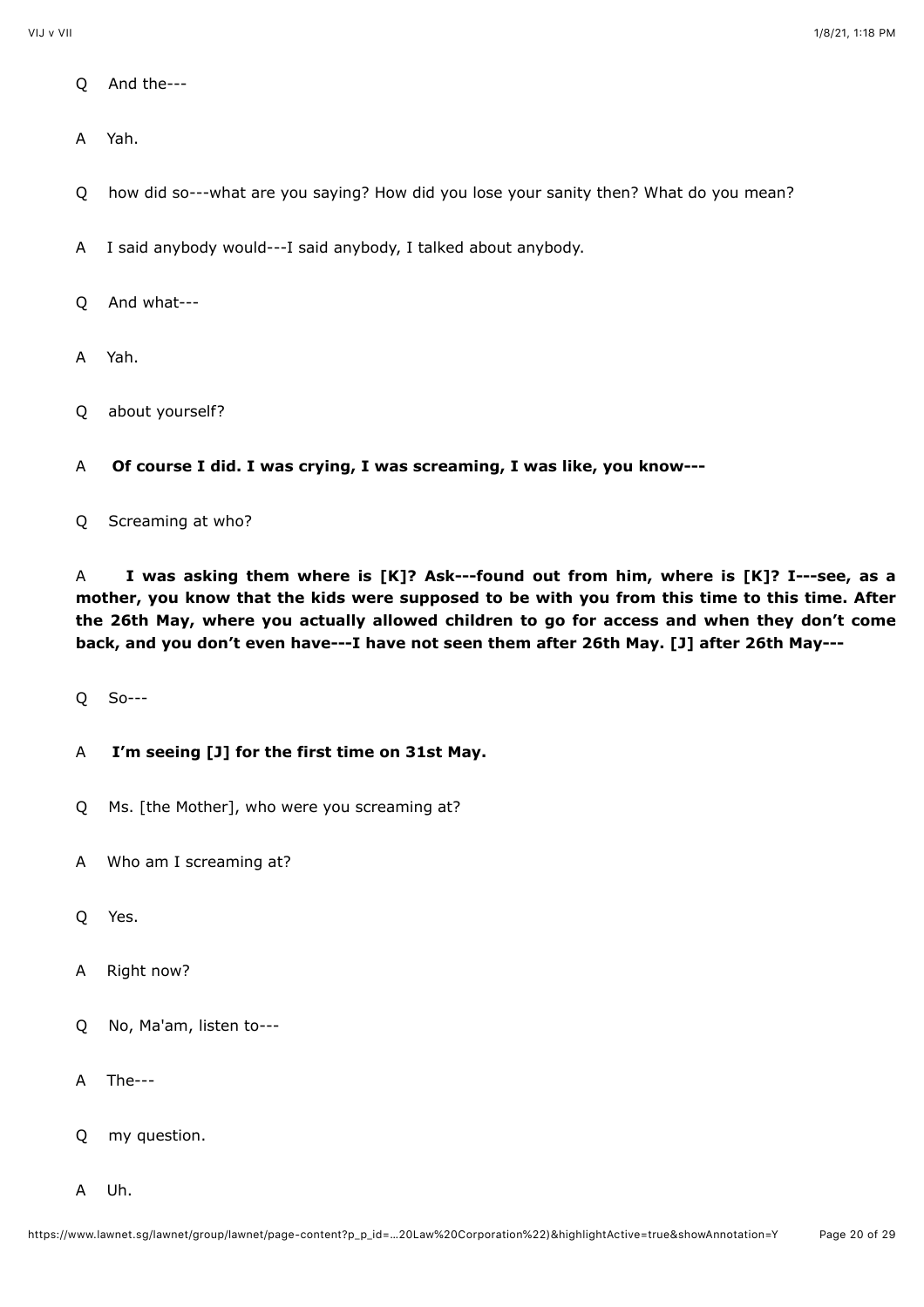Q And the---

A Yah.

Q how did so---what are you saying? How did you lose your sanity then? What do you mean?

A I said anybody would---I said anybody, I talked about anybody.

Q And what---

A Yah.

Q about yourself?

A **Of course I did. I was crying, I was screaming, I was like, you know---**

Q Screaming at who?

A **I was asking them where is [K]? Ask---found out from him, where is [K]? I---see, as a mother, you know that the kids were supposed to be with you from this time to this time. After the 26th May, where you actually allowed children to go for access and when they don't come back, and you don't even have---I have not seen them after 26th May. [J] after 26th May---**

Q So---

A **I'm seeing [J] for the first time on 31st May.**

Q Ms. [the Mother], who were you screaming at?

A Who am I screaming at?

Q Yes.

A Right now?

Q No, Ma'am, listen to---

A The---

Q my question.

A Uh.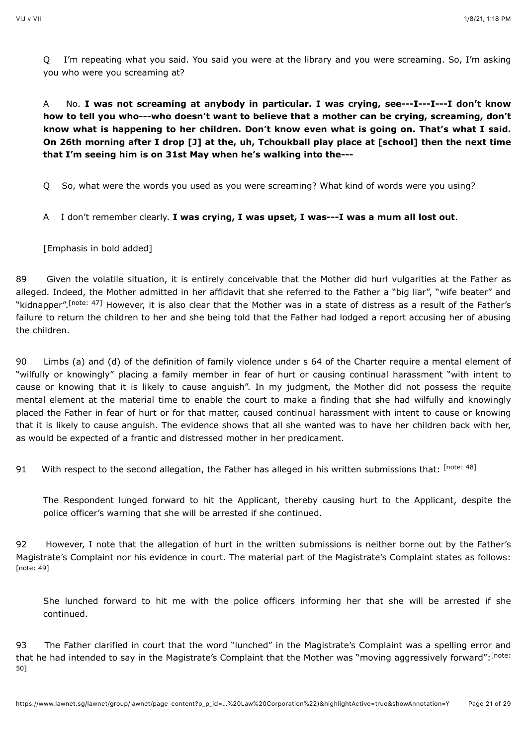Q I'm repeating what you said. You said you were at the library and you were screaming. So, I'm asking you who were you screaming at?

A No. **I was not screaming at anybody in particular. I was crying, see---I---I---I don't know how to tell you who---who doesn't want to believe that a mother can be crying, screaming, don't know what is happening to her children. Don't know even what is going on. That's what I said. On 26th morning after I drop [J] at the, uh, Tchoukball play place at [school] then the next time that I'm seeing him is on 31st May when he's walking into the---**

Q So, what were the words you used as you were screaming? What kind of words were you using?

A I don't remember clearly. **I was crying, I was upset, I was---I was a mum all lost out**.

[Emphasis in bold added]

89 Given the volatile situation, it is entirely conceivable that the Mother did hurl vulgarities at the Father as alleged. Indeed, the Mother admitted in her affidavit that she referred to the Father a "big liar", "wife beater" and "kidnapper".[note: 47] However, it is also clear that the Mother was in a state of distress as a result of the Father's failure to return the children to her and she being told that the Father had lodged a report accusing her of abusing the children.

90 Limbs (a) and (d) of the definition of family violence under s 64 of the Charter require a mental element of "wilfully or knowingly" placing a family member in fear of hurt or causing continual harassment "with intent to cause or knowing that it is likely to cause anguish". In my judgment, the Mother did not possess the requite mental element at the material time to enable the court to make a finding that she had wilfully and knowingly placed the Father in fear of hurt or for that matter, caused continual harassment with intent to cause or knowing that it is likely to cause anguish. The evidence shows that all she wanted was to have her children back with her, as would be expected of a frantic and distressed mother in her predicament.

91 With respect to the second allegation, the Father has alleged in his written submissions that: [note: 48]

> The Respondent lunged forward to hit the Applicant, thereby causing hurt to the Applicant, despite the police officer's warning that she will be arrested if she continued.

92 However, I note that the allegation of hurt in the written submissions is neither borne out by the Father's Magistrate's Complaint nor his evidence in court. The material part of the Magistrate's Complaint states as follows: [note: 49]

> She lunched forward to hit me with the police officers informing her that she will be arrested if she continued.

93 The Father clarified in court that the word "lunched" in the Magistrate's Complaint was a spelling error and that he had intended to say in the Magistrate's Complaint that the Mother was "moving aggressively forward":[note: 50]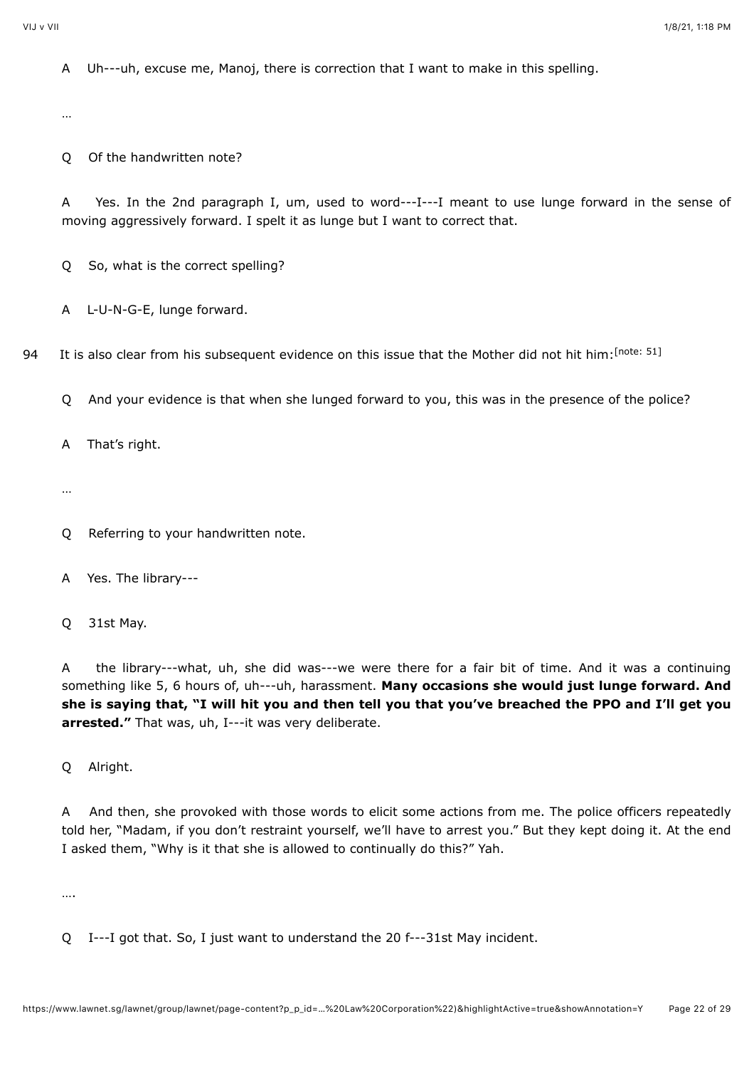A Uh---uh, excuse me, Manoj, there is correction that I want to make in this spelling.

…

Q Of the handwritten note?

A Yes. In the 2nd paragraph I, um, used to word---I---I meant to use lunge forward in the sense of moving aggressively forward. I spelt it as lunge but I want to correct that.

Q So, what is the correct spelling?

A L-U-N-G-E, lunge forward.

94 It is also clear from his subsequent evidence on this issue that the Mother did not hit him:[note: 51]

Q And your evidence is that when she lunged forward to you, this was in the presence of the police?

A That's right.

…

Q Referring to your handwritten note.

A Yes. The library---

Q 31st May.

A the library---what, uh, she did was---we were there for a fair bit of time. And it was a continuing something like 5, 6 hours of, uh---uh, harassment. **Many occasions she would just lunge forward. And she is saying that, "I will hit you and then tell you that you've breached the PPO and I'll get you arrested."** That was, uh, I---it was very deliberate.

Q Alright.

A And then, she provoked with those words to elicit some actions from me. The police officers repeatedly told her, "Madam, if you don't restraint yourself, we'll have to arrest you." But they kept doing it. At the end I asked them, "Why is it that she is allowed to continually do this?" Yah.

….

Q I---I got that. So, I just want to understand the 20 f---31st May incident.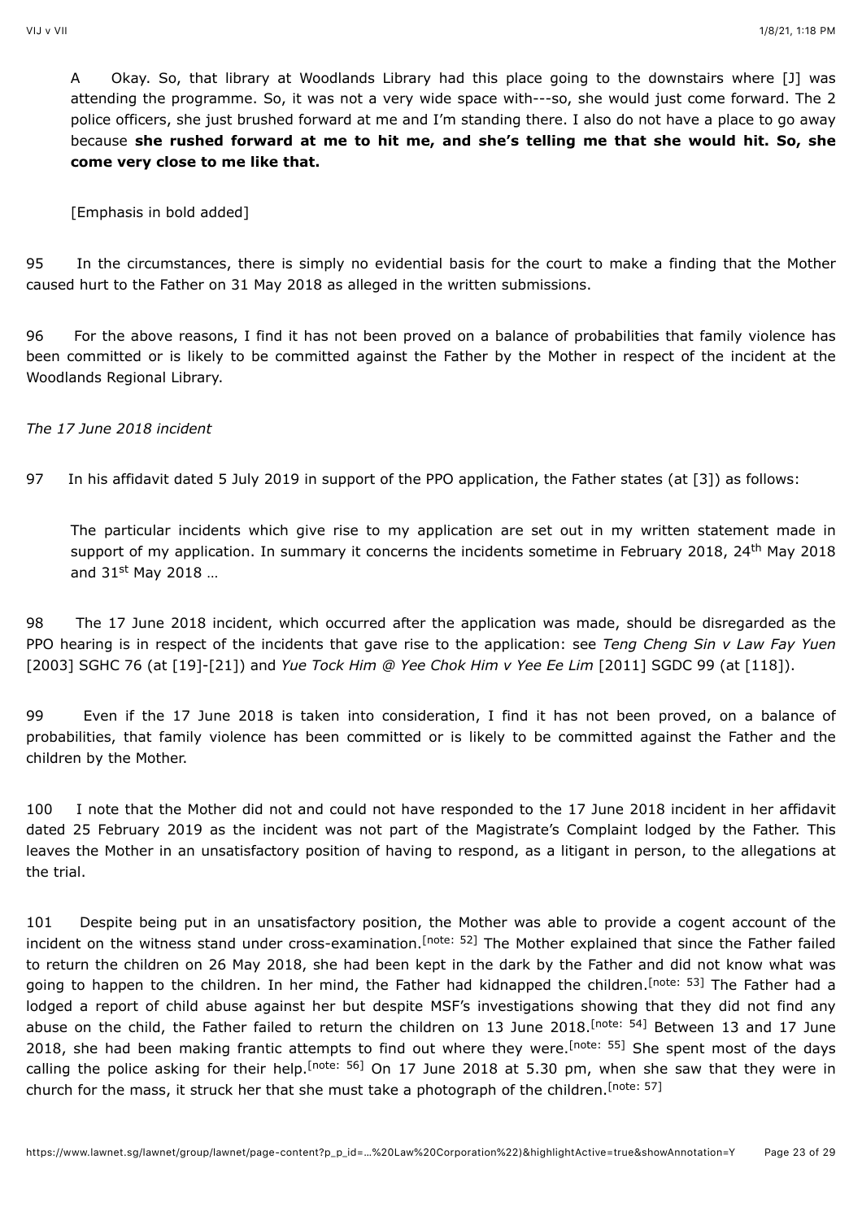A Okay. So, that library at Woodlands Library had this place going to the downstairs where [J] was attending the programme. So, it was not a very wide space with---so, she would just come forward. The 2 police officers, she just brushed forward at me and I'm standing there. I also do not have a place to go away because **she rushed forward at me to hit me, and she's telling me that she would hit. So, she come very close to me like that.**

[Emphasis in bold added]

95 In the circumstances, there is simply no evidential basis for the court to make a finding that the Mother caused hurt to the Father on 31 May 2018 as alleged in the written submissions.

96 For the above reasons, I find it has not been proved on a balance of probabilities that family violence has been committed or is likely to be committed against the Father by the Mother in respect of the incident at the Woodlands Regional Library.

*The 17 June 2018 incident*

97 In his affidavit dated 5 July 2019 in support of the PPO application, the Father states (at [3]) as follows:

The particular incidents which give rise to my application are set out in my written statement made in support of my application. In summary it concerns the incidents sometime in February 2018, 24th May 2018 and 31st May 2018 …

98 The 17 June 2018 incident, which occurred after the application was made, should be disregarded as the PPO hearing is in respect of the incidents that gave rise to the application: see *Teng Cheng Sin v Law Fay Yuen* [2003] SGHC 76 (at [19]-[21]) and *Yue Tock Him @ Yee Chok Him v Yee Ee Lim* [2011] SGDC 99 (at [118]).

99 Even if the 17 June 2018 is taken into consideration, I find it has not been proved, on a balance of probabilities, that family violence has been committed or is likely to be committed against the Father and the children by the Mother.

100 I note that the Mother did not and could not have responded to the 17 June 2018 incident in her affidavit dated 25 February 2019 as the incident was not part of the Magistrate's Complaint lodged by the Father. This leaves the Mother in an unsatisfactory position of having to respond, as a litigant in person, to the allegations at the trial.

101 Despite being put in an unsatisfactory position, the Mother was able to provide a cogent account of the incident on the witness stand under cross-examination.[note: 52] The Mother explained that since the Father failed to return the children on 26 May 2018, she had been kept in the dark by the Father and did not know what was going to happen to the children. In her mind, the Father had kidnapped the children.[note: 53] The Father had a lodged a report of child abuse against her but despite MSF's investigations showing that they did not find any abuse on the child, the Father failed to return the children on 13 June 2018.[note: 54] Between 13 and 17 June 2018, she had been making frantic attempts to find out where they were.[note: 55] She spent most of the days calling the police asking for their help.[note: 56] On 17 June 2018 at 5.30 pm, when she saw that they were in church for the mass, it struck her that she must take a photograph of the children.[note: 57]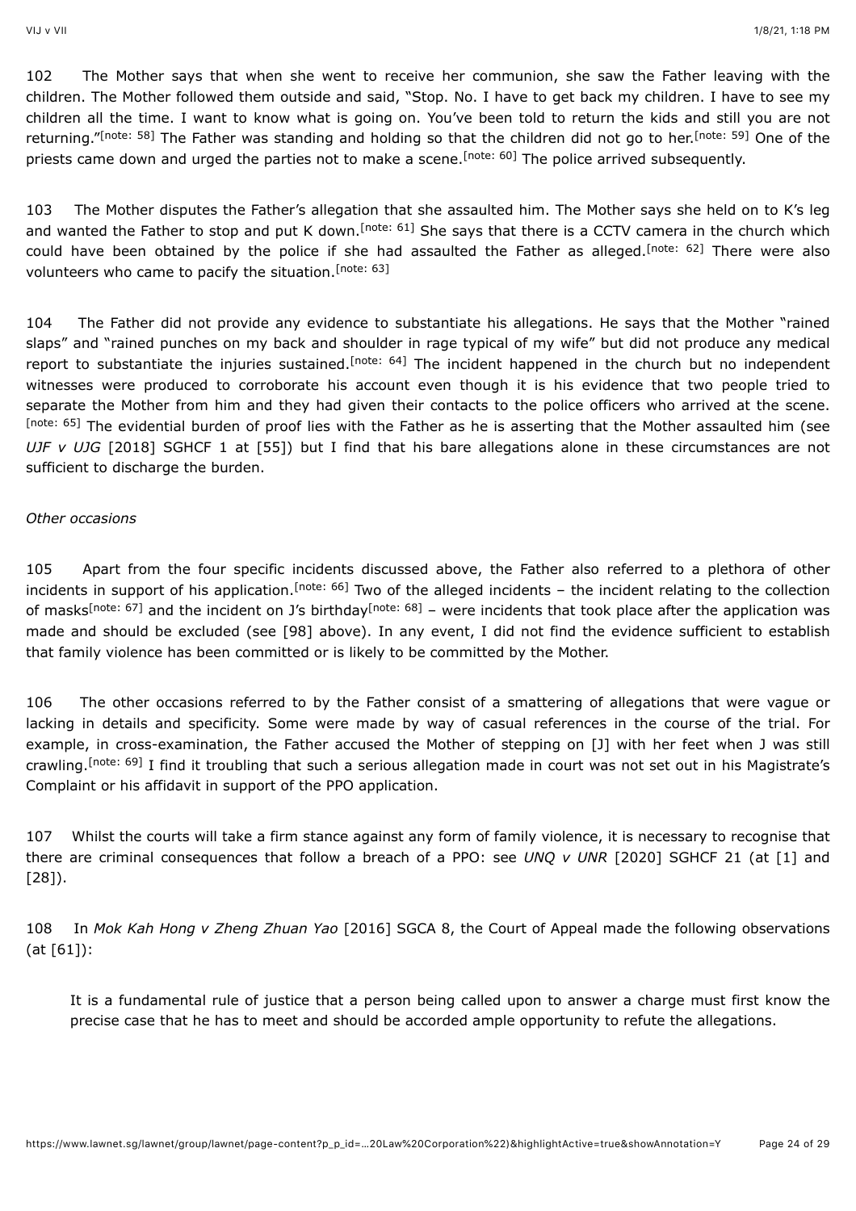102 The Mother says that when she went to receive her communion, she saw the Father leaving with the children. The Mother followed them outside and said, "Stop. No. I have to get back my children. I have to see my children all the time. I want to know what is going on. You've been told to return the kids and still you are not returning."[note: 58] The Father was standing and holding so that the children did not go to her.[note: 59] One of the priests came down and urged the parties not to make a scene.[note: 60] The police arrived subsequently.

103 The Mother disputes the Father's allegation that she assaulted him. The Mother says she held on to K's leg and wanted the Father to stop and put K down.[note: 61] She says that there is a CCTV camera in the church which could have been obtained by the police if she had assaulted the Father as alleged.[note: 62] There were also volunteers who came to pacify the situation.[note: 63]

104 The Father did not provide any evidence to substantiate his allegations. He says that the Mother "rained slaps" and "rained punches on my back and shoulder in rage typical of my wife" but did not produce any medical report to substantiate the injuries sustained.[note: 64] The incident happened in the church but no independent witnesses were produced to corroborate his account even though it is his evidence that two people tried to separate the Mother from him and they had given their contacts to the police officers who arrived at the scene.[note: 65] The evidential burden of proof lies with the Father as he is asserting that the Mother assaulted him (see *UJF v UJG* [2018] SGHCF 1 at [55]) but I find that his bare allegations alone in these circumstances are not sufficient to discharge the burden.

*Other occasions*

105 Apart from the four specific incidents discussed above, the Father also referred to a plethora of other incidents in support of his application.[note: 66] Two of the alleged incidents – the incident relating to the collection of masks[note: 67] and the incident on J's birthday[note: 68] – were incidents that took place after the application was made and should be excluded (see [98] above). In any event, I did not find the evidence sufficient to establish that family violence has been committed or is likely to be committed by the Mother.

106 The other occasions referred to by the Father consist of a smattering of allegations that were vague or lacking in details and specificity. Some were made by way of casual references in the course of the trial. For example, in cross-examination, the Father accused the Mother of stepping on [J] with her feet when J was still crawling.[note: 69] I find it troubling that such a serious allegation made in court was not set out in his Magistrate's Complaint or his affidavit in support of the PPO application.

107 Whilst the courts will take a firm stance against any form of family violence, it is necessary to recognise that there are criminal consequences that follow a breach of a PPO: see *UNQ v UNR* [2020] SGHCF 21 (at [1] and [28]).

108 In *Mok Kah Hong v Zheng Zhuan Yao* [2016] SGCA 8, the Court of Appeal made the following observations (at [61]):

> It is a fundamental rule of justice that a person being called upon to answer a charge must first know the precise case that he has to meet and should be accorded ample opportunity to refute the allegations.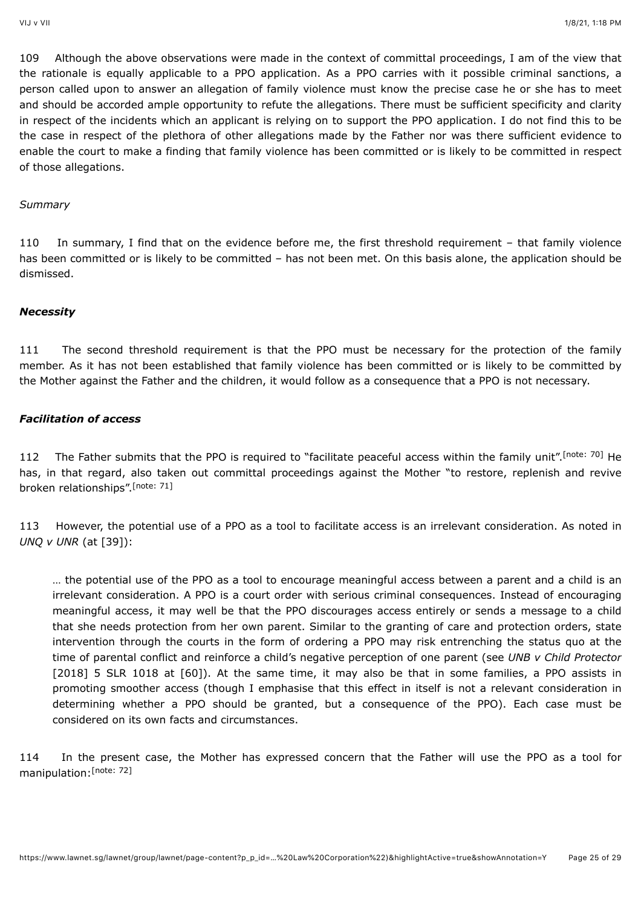109 Although the above observations were made in the context of committal proceedings, I am of the view that the rationale is equally applicable to a PPO application. As a PPO carries with it possible criminal sanctions, a person called upon to answer an allegation of family violence must know the precise case he or she has to meet and should be accorded ample opportunity to refute the allegations. There must be sufficient specificity and clarity in respect of the incidents which an applicant is relying on to support the PPO application. I do not find this to be the case in respect of the plethora of other allegations made by the Father nor was there sufficient evidence to enable the court to make a finding that family violence has been committed or is likely to be committed in respect of those allegations.

*Summary*

110 In summary, I find that on the evidence before me, the first threshold requirement – that family violence has been committed or is likely to be committed – has not been met. On this basis alone, the application should be dismissed.

***Necessity***

111 The second threshold requirement is that the PPO must be necessary for the protection of the family member. As it has not been established that family violence has been committed or is likely to be committed by the Mother against the Father and the children, it would follow as a consequence that a PPO is not necessary.

***Facilitation of access***

112 The Father submits that the PPO is required to "facilitate peaceful access within the family unit".[note: 70] He has, in that regard, also taken out committal proceedings against the Mother "to restore, replenish and revive broken relationships".[note: 71]

113 However, the potential use of a PPO as a tool to facilitate access is an irrelevant consideration. As noted in *UNQ v UNR* (at [39]):

> … the potential use of the PPO as a tool to encourage meaningful access between a parent and a child is an irrelevant consideration. A PPO is a court order with serious criminal consequences. Instead of encouraging meaningful access, it may well be that the PPO discourages access entirely or sends a message to a child that she needs protection from her own parent. Similar to the granting of care and protection orders, state intervention through the courts in the form of ordering a PPO may risk entrenching the status quo at the time of parental conflict and reinforce a child's negative perception of one parent (see *UNB v Child Protector* [2018] 5 SLR 1018 at [60]). At the same time, it may also be that in some families, a PPO assists in promoting smoother access (though I emphasise that this effect in itself is not a relevant consideration in determining whether a PPO should be granted, but a consequence of the PPO). Each case must be considered on its own facts and circumstances.

114 In the present case, the Mother has expressed concern that the Father will use the PPO as a tool for manipulation:[note: 72]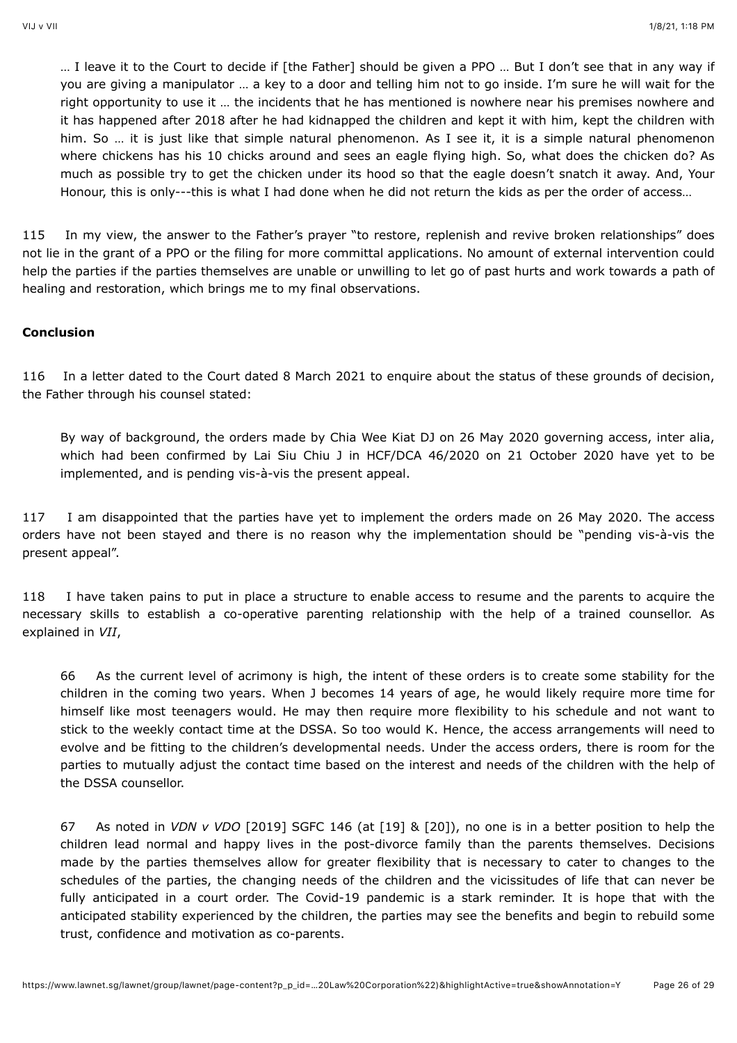> … I leave it to the Court to decide if [the Father] should be given a PPO … But I don't see that in any way if you are giving a manipulator … a key to a door and telling him not to go inside. I'm sure he will wait for the right opportunity to use it … the incidents that he has mentioned is nowhere near his premises nowhere and it has happened after 2018 after he had kidnapped the children and kept it with him, kept the children with him. So … it is just like that simple natural phenomenon. As I see it, it is a simple natural phenomenon where chickens has his 10 chicks around and sees an eagle flying high. So, what does the chicken do? As much as possible try to get the chicken under its hood so that the eagle doesn't snatch it away. And, Your Honour, this is only---this is what I had done when he did not return the kids as per the order of access…

115 In my view, the answer to the Father's prayer "to restore, replenish and revive broken relationships" does not lie in the grant of a PPO or the filing for more committal applications. No amount of external intervention could help the parties if the parties themselves are unable or unwilling to let go of past hurts and work towards a path of healing and restoration, which brings me to my final observations.

**Conclusion**

116 In a letter dated to the Court dated 8 March 2021 to enquire about the status of these grounds of decision, the Father through his counsel stated:

> By way of background, the orders made by Chia Wee Kiat DJ on 26 May 2020 governing access, inter alia, which had been confirmed by Lai Siu Chiu J in HCF/DCA 46/2020 on 21 October 2020 have yet to be implemented, and is pending vis-à-vis the present appeal.

117 I am disappointed that the parties have yet to implement the orders made on 26 May 2020. The access orders have not been stayed and there is no reason why the implementation should be "pending vis-à-vis the present appeal".

118 I have taken pains to put in place a structure to enable access to resume and the parents to acquire the necessary skills to establish a co-operative parenting relationship with the help of a trained counsellor. As explained in *VII*,

> 66 As the current level of acrimony is high, the intent of these orders is to create some stability for the children in the coming two years. When J becomes 14 years of age, he would likely require more time for himself like most teenagers would. He may then require more flexibility to his schedule and not want to stick to the weekly contact time at the DSSA. So too would K. Hence, the access arrangements will need to evolve and be fitting to the children's developmental needs. Under the access orders, there is room for the parties to mutually adjust the contact time based on the interest and needs of the children with the help of the DSSA counsellor.
>
> 67 As noted in *VDN v VDO* [2019] SGFC 146 (at [19] & [20]), no one is in a better position to help the children lead normal and happy lives in the post-divorce family than the parents themselves. Decisions made by the parties themselves allow for greater flexibility that is necessary to cater to changes to the schedules of the parties, the changing needs of the children and the vicissitudes of life that can never be fully anticipated in a court order. The Covid-19 pandemic is a stark reminder. It is hope that with the anticipated stability experienced by the children, the parties may see the benefits and begin to rebuild some trust, confidence and motivation as co-parents.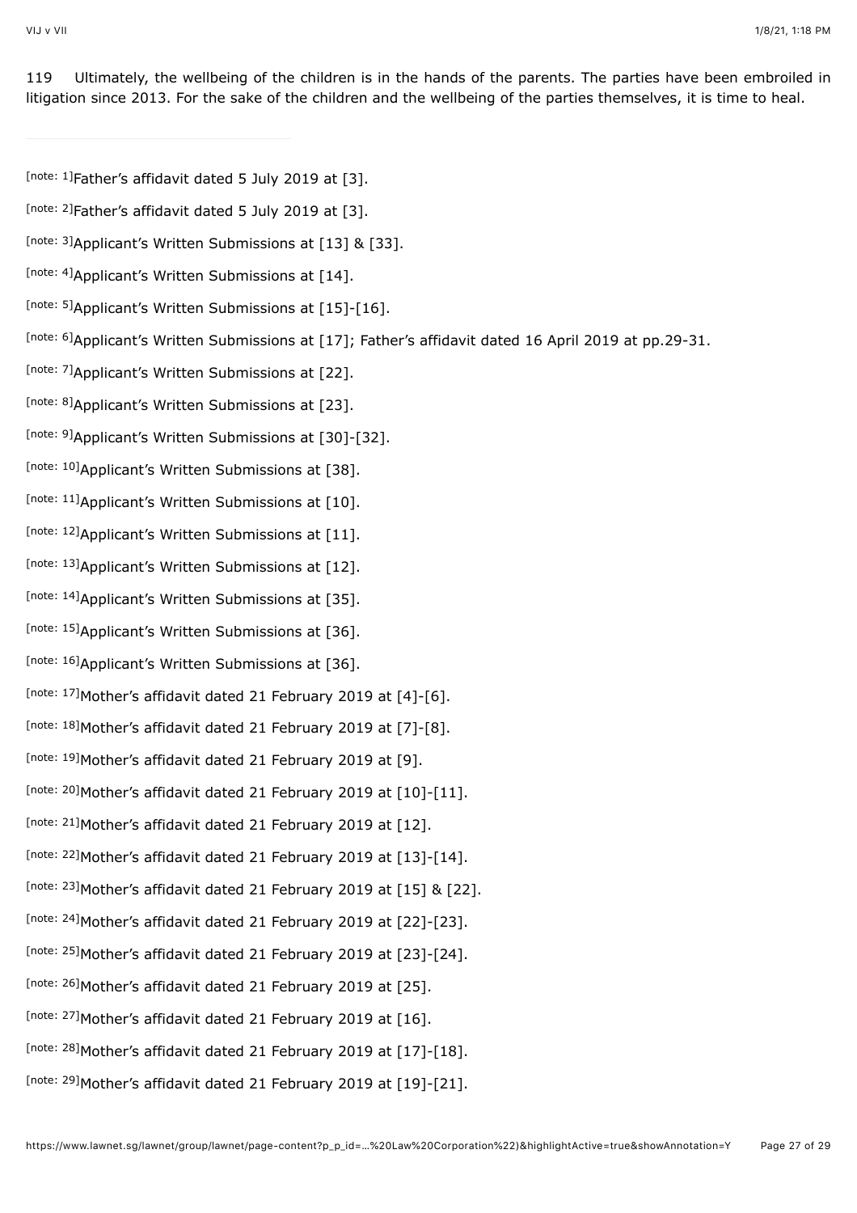119 Ultimately, the wellbeing of the children is in the hands of the parents. The parties have been embroiled in litigation since 2013. For the sake of the children and the wellbeing of the parties themselves, it is time to heal.

---

[note: 1]Father's affidavit dated 5 July 2019 at [3].

[note: 2]Father's affidavit dated 5 July 2019 at [3].

[note: 3]Applicant's Written Submissions at [13] & [33].

[note: 4]Applicant's Written Submissions at [14].

[note: 5]Applicant's Written Submissions at [15]-[16].

[note: 6]Applicant's Written Submissions at [17]; Father's affidavit dated 16 April 2019 at pp.29-31.

[note: 7]Applicant's Written Submissions at [22].

[note: 8]Applicant's Written Submissions at [23].

[note: 9]Applicant's Written Submissions at [30]-[32].

[note: 10]Applicant's Written Submissions at [38].

[note: 11]Applicant's Written Submissions at [10].

[note: 12]Applicant's Written Submissions at [11].

[note: 13]Applicant's Written Submissions at [12].

[note: 14]Applicant's Written Submissions at [35].

[note: 15]Applicant's Written Submissions at [36].

[note: 16]Applicant's Written Submissions at [36].

[note: 17]Mother's affidavit dated 21 February 2019 at [4]-[6].

[note: 18]Mother's affidavit dated 21 February 2019 at [7]-[8].

[note: 19]Mother's affidavit dated 21 February 2019 at [9].

[note: 20]Mother's affidavit dated 21 February 2019 at [10]-[11].

[note: 21]Mother's affidavit dated 21 February 2019 at [12].

[note: 22]Mother's affidavit dated 21 February 2019 at [13]-[14].

[note: 23]Mother's affidavit dated 21 February 2019 at [15] & [22].

[note: 24]Mother's affidavit dated 21 February 2019 at [22]-[23].

[note: 25]Mother's affidavit dated 21 February 2019 at [23]-[24].

[note: 26]Mother's affidavit dated 21 February 2019 at [25].

[note: 27]Mother's affidavit dated 21 February 2019 at [16].

[note: 28]Mother's affidavit dated 21 February 2019 at [17]-[18].

[note: 29]Mother's affidavit dated 21 February 2019 at [19]-[21].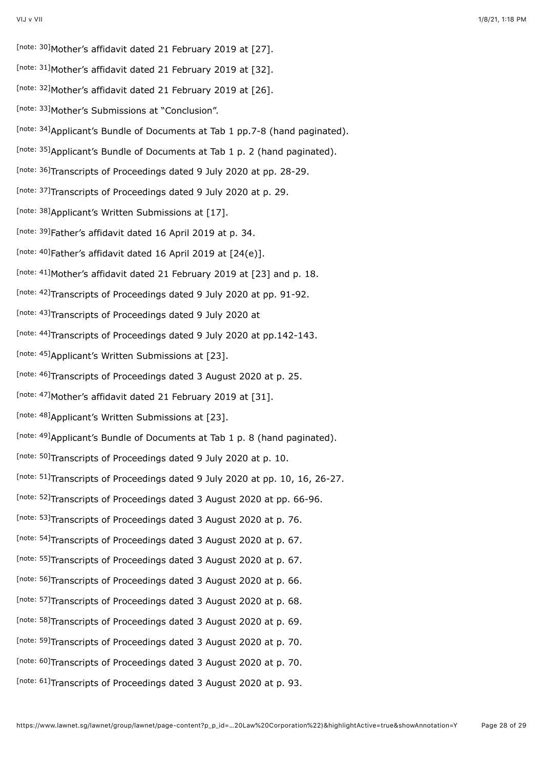[note: 30]Mother's affidavit dated 21 February 2019 at [27].

[note: 31]Mother's affidavit dated 21 February 2019 at [32].

[note: 32]Mother's affidavit dated 21 February 2019 at [26].

[note: 33]Mother's Submissions at "Conclusion".

[note: 34]Applicant's Bundle of Documents at Tab 1 pp.7-8 (hand paginated).

[note: 35]Applicant's Bundle of Documents at Tab 1 p. 2 (hand paginated).

[note: 36]Transcripts of Proceedings dated 9 July 2020 at pp. 28-29.

[note: 37]Transcripts of Proceedings dated 9 July 2020 at p. 29.

[note: 38]Applicant's Written Submissions at [17].

[note: 39]Father's affidavit dated 16 April 2019 at p. 34.

[note: 40]Father's affidavit dated 16 April 2019 at [24(e)].

[note: 41]Mother's affidavit dated 21 February 2019 at [23] and p. 18.

[note: 42]Transcripts of Proceedings dated 9 July 2020 at pp. 91-92.

[note: 43]Transcripts of Proceedings dated 9 July 2020 at

[note: 44]Transcripts of Proceedings dated 9 July 2020 at pp.142-143.

[note: 45]Applicant's Written Submissions at [23].

[note: 46]Transcripts of Proceedings dated 3 August 2020 at p. 25.

[note: 47]Mother's affidavit dated 21 February 2019 at [31].

[note: 48]Applicant's Written Submissions at [23].

[note: 49]Applicant's Bundle of Documents at Tab 1 p. 8 (hand paginated).

[note: 50]Transcripts of Proceedings dated 9 July 2020 at p. 10.

[note: 51]Transcripts of Proceedings dated 9 July 2020 at pp. 10, 16, 26-27.

[note: 52]Transcripts of Proceedings dated 3 August 2020 at pp. 66-96.

[note: 53]Transcripts of Proceedings dated 3 August 2020 at p. 76.

[note: 54]Transcripts of Proceedings dated 3 August 2020 at p. 67.

[note: 55]Transcripts of Proceedings dated 3 August 2020 at p. 67.

[note: 56]Transcripts of Proceedings dated 3 August 2020 at p. 66.

[note: 57]Transcripts of Proceedings dated 3 August 2020 at p. 68.

[note: 58]Transcripts of Proceedings dated 3 August 2020 at p. 69.

[note: 59]Transcripts of Proceedings dated 3 August 2020 at p. 70.

[note: 60]Transcripts of Proceedings dated 3 August 2020 at p. 70.

[note: 61]Transcripts of Proceedings dated 3 August 2020 at p. 93.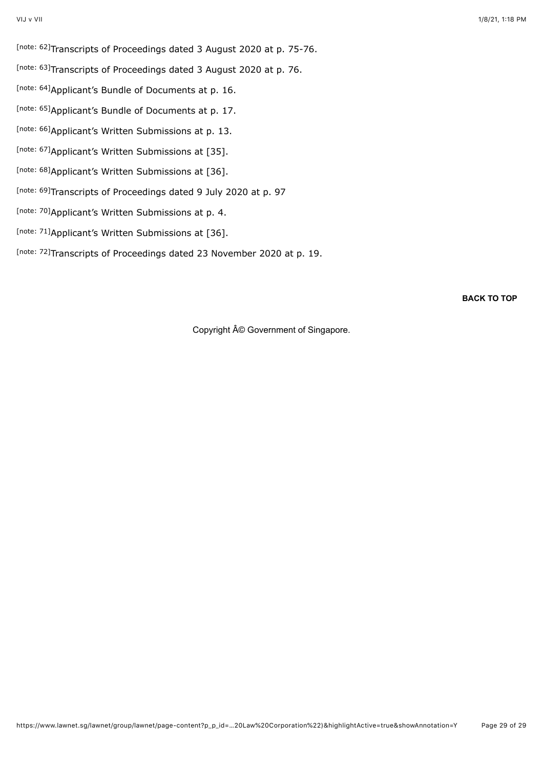[note: 62]Transcripts of Proceedings dated 3 August 2020 at p. 75-76.

[note: 63]Transcripts of Proceedings dated 3 August 2020 at p. 76.

[note: 64]Applicant's Bundle of Documents at p. 16.

[note: 65]Applicant's Bundle of Documents at p. 17.

[note: 66]Applicant's Written Submissions at p. 13.

[note: 67]Applicant's Written Submissions at [35].

[note: 68]Applicant's Written Submissions at [36].

[note: 69]Transcripts of Proceedings dated 9 July 2020 at p. 97

[note: 70]Applicant's Written Submissions at p. 4.

[note: 71]Applicant's Written Submissions at [36].

[note: 72]Transcripts of Proceedings dated 23 November 2020 at p. 19.

**BACK TO TOP**

Copyright Â© Government of Singapore.